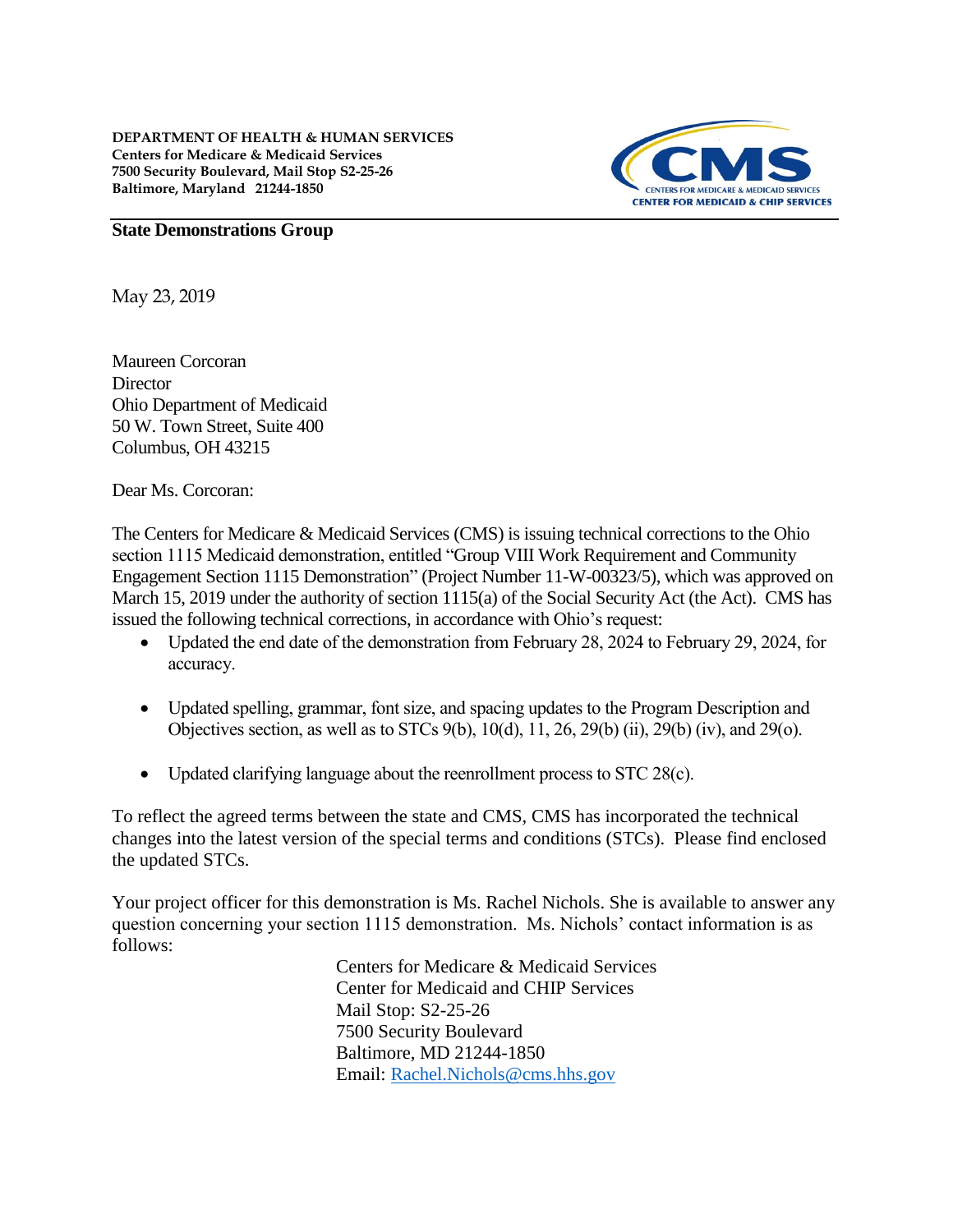**DEPARTMENT OF HEALTH & HUMAN SERVICES**
**Centers for Medicare & Medicaid Services**
**7500 Security Boulevard, Mail Stop S2-25-26**
**Baltimore, Maryland 21244-1850**

CMS
CENTERS FOR MEDICARE & MEDICAID SERVICES
CENTER FOR MEDICAID & CHIP SERVICES

**State Demonstrations Group**

May 23, 2019

Maureen Corcoran
Director
Ohio Department of Medicaid
50 W. Town Street, Suite 400
Columbus, OH 43215

Dear Ms. Corcoran:

The Centers for Medicare & Medicaid Services (CMS) is issuing technical corrections to the Ohio section 1115 Medicaid demonstration, entitled "Group VIII Work Requirement and Community Engagement Section 1115 Demonstration" (Project Number 11-W-00323/5), which was approved on March 15, 2019 under the authority of section 1115(a) of the Social Security Act (the Act). CMS has issued the following technical corrections, in accordance with Ohio's request:

- Updated the end date of the demonstration from February 28, 2024 to February 29, 2024, for accuracy.
- Updated spelling, grammar, font size, and spacing updates to the Program Description and Objectives section, as well as to STCs 9(b), 10(d), 11, 26, 29(b) (ii), 29(b) (iv), and 29(o).
- Updated clarifying language about the reenrollment process to STC 28(c).

To reflect the agreed terms between the state and CMS, CMS has incorporated the technical changes into the latest version of the special terms and conditions (STCs). Please find enclosed the updated STCs.

Your project officer for this demonstration is Ms. Rachel Nichols. She is available to answer any question concerning your section 1115 demonstration. Ms. Nichols' contact information is as follows:

Centers for Medicare & Medicaid Services
Center for Medicaid and CHIP Services
Mail Stop: S2-25-26
7500 Security Boulevard
Baltimore, MD 21244-1850
Email: Rachel.Nichols@cms.hhs.gov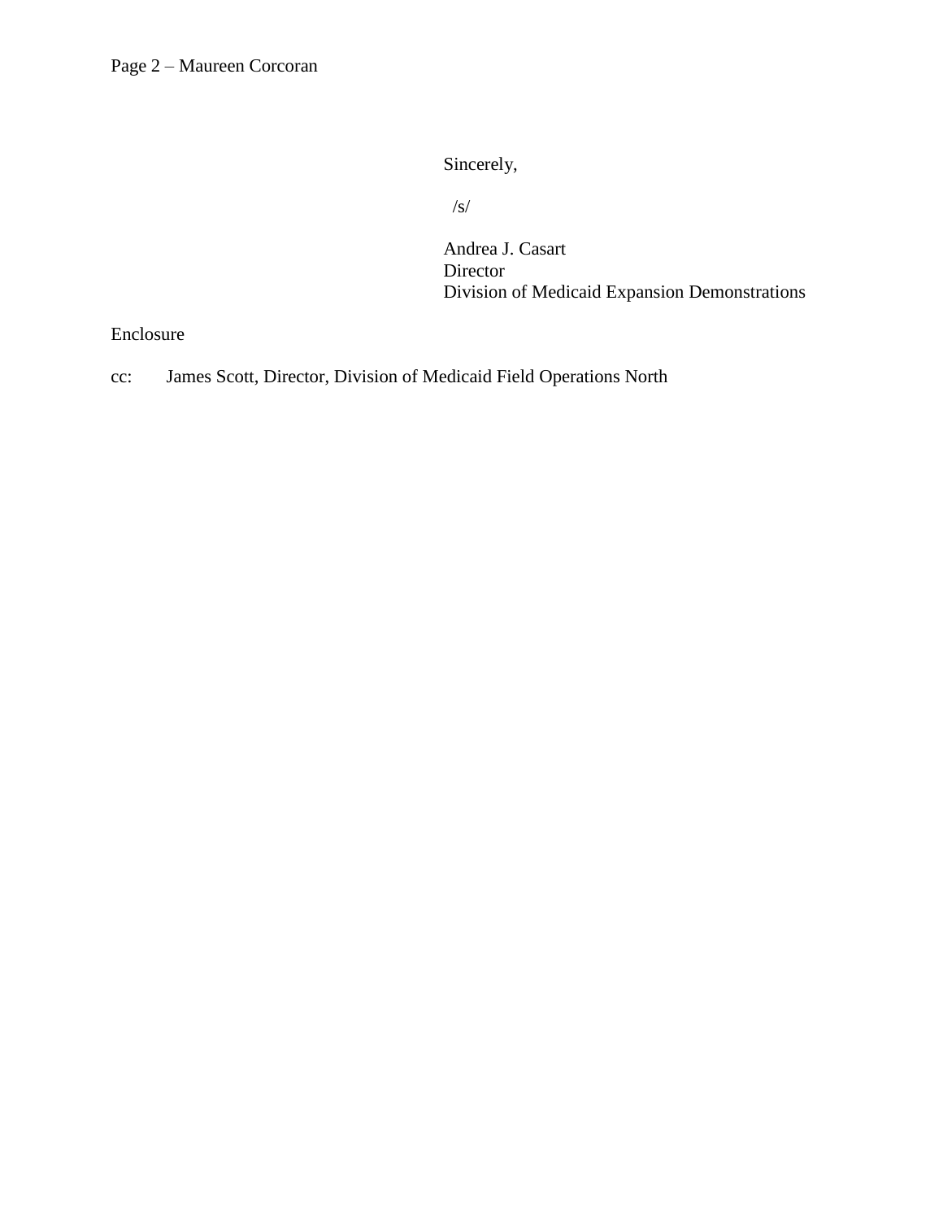Sincerely,

/s/

Andrea J. Casart
Director
Division of Medicaid Expansion Demonstrations

Enclosure

cc: James Scott, Director, Division of Medicaid Field Operations North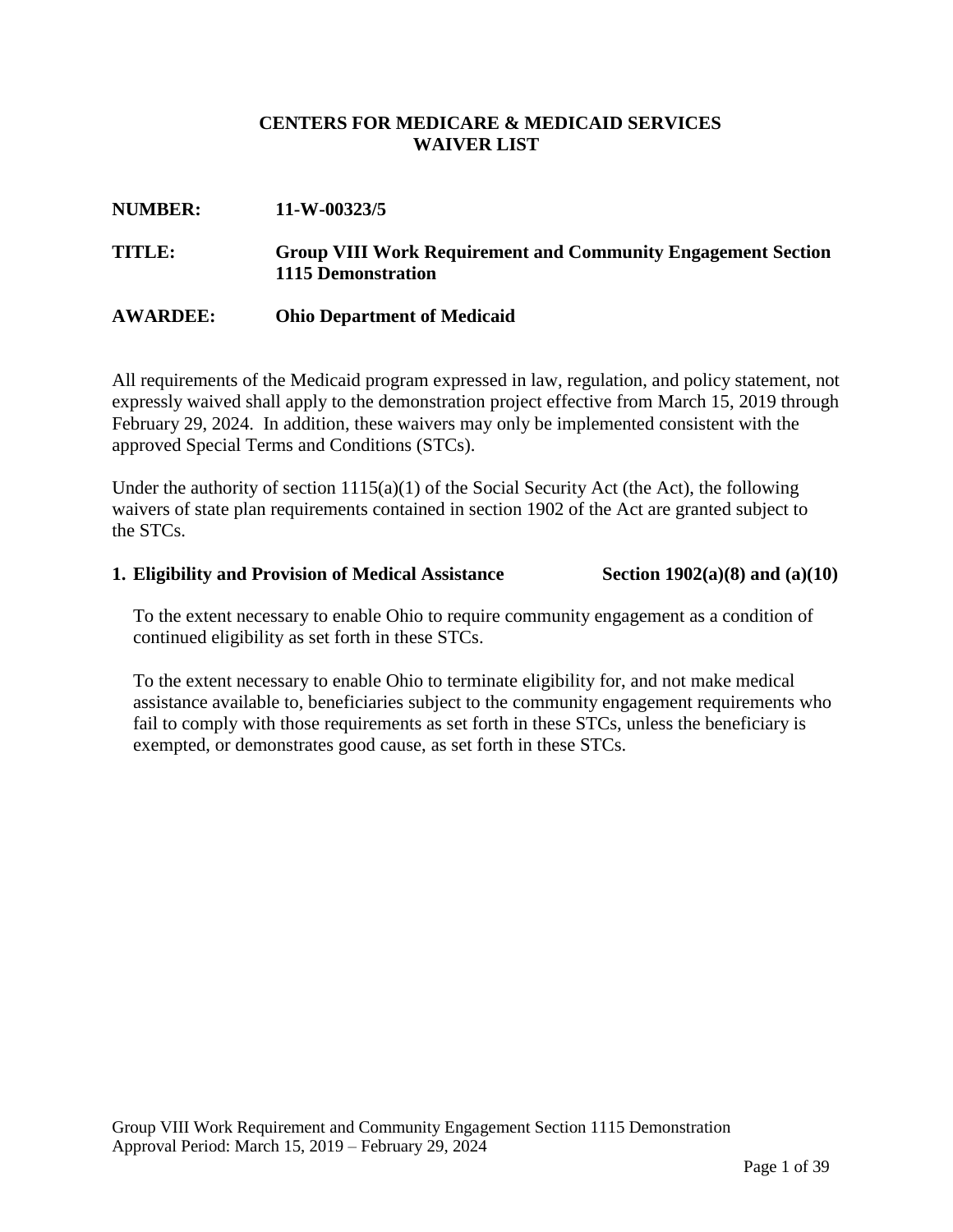**CENTERS FOR MEDICARE & MEDICAID SERVICES**
**WAIVER LIST**

**NUMBER:** **11-W-00323/5**

**TITLE:** **Group VIII Work Requirement and Community Engagement Section 1115 Demonstration**

**AWARDEE:** **Ohio Department of Medicaid**

All requirements of the Medicaid program expressed in law, regulation, and policy statement, not expressly waived shall apply to the demonstration project effective from March 15, 2019 through February 29, 2024. In addition, these waivers may only be implemented consistent with the approved Special Terms and Conditions (STCs).

Under the authority of section 1115(a)(1) of the Social Security Act (the Act), the following waivers of state plan requirements contained in section 1902 of the Act are granted subject to the STCs.

**1. Eligibility and Provision of Medical Assistance** **Section 1902(a)(8) and (a)(10)**

To the extent necessary to enable Ohio to require community engagement as a condition of continued eligibility as set forth in these STCs.

To the extent necessary to enable Ohio to terminate eligibility for, and not make medical assistance available to, beneficiaries subject to the community engagement requirements who fail to comply with those requirements as set forth in these STCs, unless the beneficiary is exempted, or demonstrates good cause, as set forth in these STCs.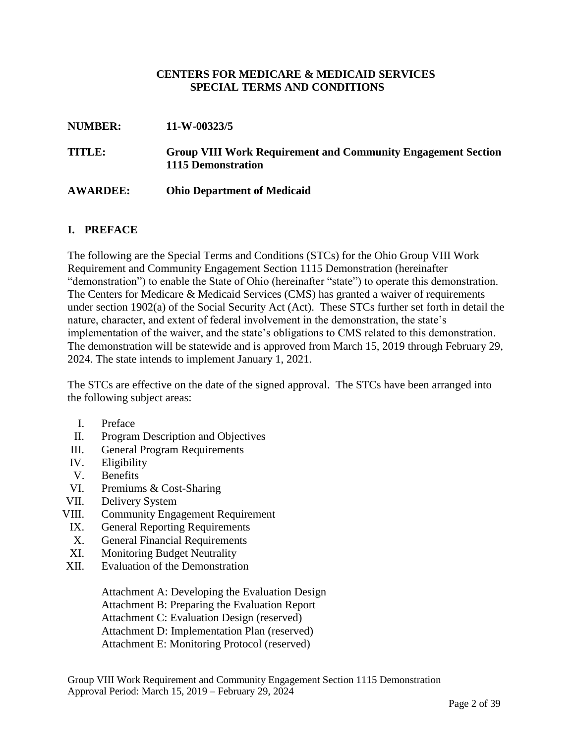**CENTERS FOR MEDICARE & MEDICAID SERVICES**
**SPECIAL TERMS AND CONDITIONS**

**NUMBER:** 11-W-00323/5

**TITLE:** Group VIII Work Requirement and Community Engagement Section 1115 Demonstration

**AWARDEE:** Ohio Department of Medicaid

## I. PREFACE

The following are the Special Terms and Conditions (STCs) for the Ohio Group VIII Work Requirement and Community Engagement Section 1115 Demonstration (hereinafter "demonstration") to enable the State of Ohio (hereinafter "state") to operate this demonstration. The Centers for Medicare & Medicaid Services (CMS) has granted a waiver of requirements under section 1902(a) of the Social Security Act (Act). These STCs further set forth in detail the nature, character, and extent of federal involvement in the demonstration, the state's implementation of the waiver, and the state's obligations to CMS related to this demonstration. The demonstration will be statewide and is approved from March 15, 2019 through February 29, 2024. The state intends to implement January 1, 2021.

The STCs are effective on the date of the signed approval. The STCs have been arranged into the following subject areas:

I. Preface
II. Program Description and Objectives
III. General Program Requirements
IV. Eligibility
V. Benefits
VI. Premiums & Cost-Sharing
VII. Delivery System
VIII. Community Engagement Requirement
IX. General Reporting Requirements
X. General Financial Requirements
XI. Monitoring Budget Neutrality
XII. Evaluation of the Demonstration

Attachment A: Developing the Evaluation Design
Attachment B: Preparing the Evaluation Report
Attachment C: Evaluation Design (reserved)
Attachment D: Implementation Plan (reserved)
Attachment E: Monitoring Protocol (reserved)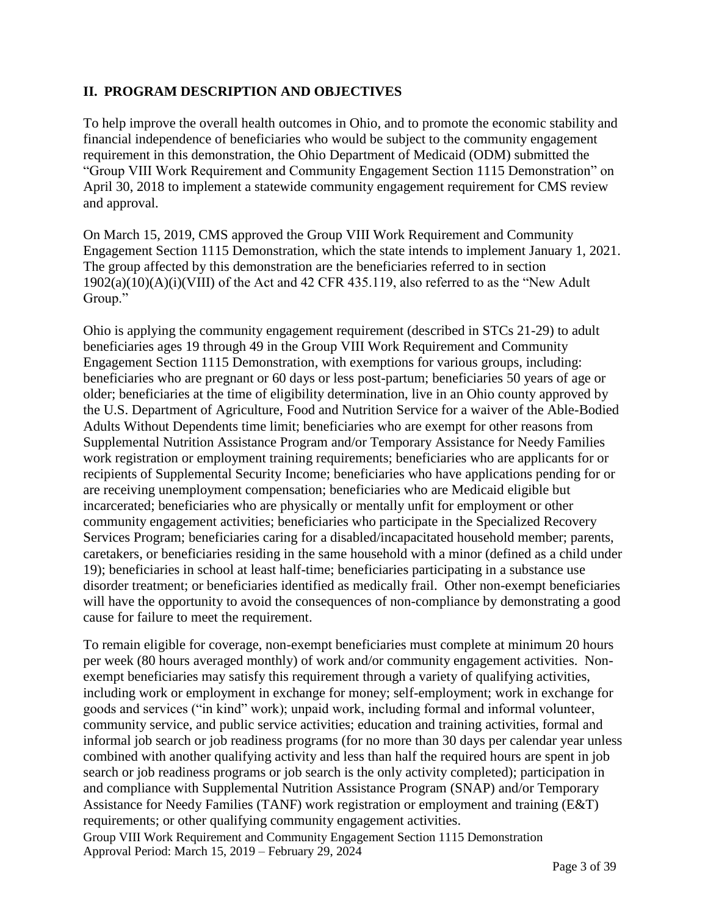## II. PROGRAM DESCRIPTION AND OBJECTIVES

To help improve the overall health outcomes in Ohio, and to promote the economic stability and financial independence of beneficiaries who would be subject to the community engagement requirement in this demonstration, the Ohio Department of Medicaid (ODM) submitted the "Group VIII Work Requirement and Community Engagement Section 1115 Demonstration" on April 30, 2018 to implement a statewide community engagement requirement for CMS review and approval.

On March 15, 2019, CMS approved the Group VIII Work Requirement and Community Engagement Section 1115 Demonstration, which the state intends to implement January 1, 2021. The group affected by this demonstration are the beneficiaries referred to in section 1902(a)(10)(A)(i)(VIII) of the Act and 42 CFR 435.119, also referred to as the "New Adult Group."

Ohio is applying the community engagement requirement (described in STCs 21-29) to adult beneficiaries ages 19 through 49 in the Group VIII Work Requirement and Community Engagement Section 1115 Demonstration, with exemptions for various groups, including: beneficiaries who are pregnant or 60 days or less post-partum; beneficiaries 50 years of age or older; beneficiaries at the time of eligibility determination, live in an Ohio county approved by the U.S. Department of Agriculture, Food and Nutrition Service for a waiver of the Able-Bodied Adults Without Dependents time limit; beneficiaries who are exempt for other reasons from Supplemental Nutrition Assistance Program and/or Temporary Assistance for Needy Families work registration or employment training requirements; beneficiaries who are applicants for or recipients of Supplemental Security Income; beneficiaries who have applications pending for or are receiving unemployment compensation; beneficiaries who are Medicaid eligible but incarcerated; beneficiaries who are physically or mentally unfit for employment or other community engagement activities; beneficiaries who participate in the Specialized Recovery Services Program; beneficiaries caring for a disabled/incapacitated household member; parents, caretakers, or beneficiaries residing in the same household with a minor (defined as a child under 19); beneficiaries in school at least half-time; beneficiaries participating in a substance use disorder treatment; or beneficiaries identified as medically frail. Other non-exempt beneficiaries will have the opportunity to avoid the consequences of non-compliance by demonstrating a good cause for failure to meet the requirement.

To remain eligible for coverage, non-exempt beneficiaries must complete at minimum 20 hours per week (80 hours averaged monthly) of work and/or community engagement activities. Non-exempt beneficiaries may satisfy this requirement through a variety of qualifying activities, including work or employment in exchange for money; self-employment; work in exchange for goods and services ("in kind" work); unpaid work, including formal and informal volunteer, community service, and public service activities; education and training activities, formal and informal job search or job readiness programs (for no more than 30 days per calendar year unless combined with another qualifying activity and less than half the required hours are spent in job search or job readiness programs or job search is the only activity completed); participation in and compliance with Supplemental Nutrition Assistance Program (SNAP) and/or Temporary Assistance for Needy Families (TANF) work registration or employment and training (E&T) requirements; or other qualifying community engagement activities.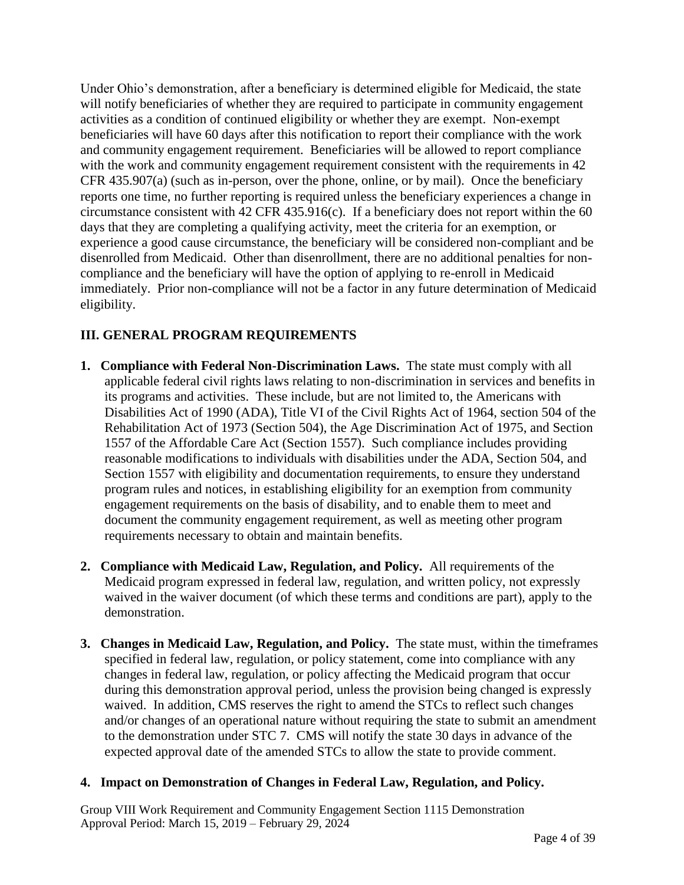Under Ohio's demonstration, after a beneficiary is determined eligible for Medicaid, the state will notify beneficiaries of whether they are required to participate in community engagement activities as a condition of continued eligibility or whether they are exempt. Non-exempt beneficiaries will have 60 days after this notification to report their compliance with the work and community engagement requirement. Beneficiaries will be allowed to report compliance with the work and community engagement requirement consistent with the requirements in 42 CFR 435.907(a) (such as in-person, over the phone, online, or by mail). Once the beneficiary reports one time, no further reporting is required unless the beneficiary experiences a change in circumstance consistent with 42 CFR 435.916(c). If a beneficiary does not report within the 60 days that they are completing a qualifying activity, meet the criteria for an exemption, or experience a good cause circumstance, the beneficiary will be considered non-compliant and be disenrolled from Medicaid. Other than disenrollment, there are no additional penalties for non-compliance and the beneficiary will have the option of applying to re-enroll in Medicaid immediately. Prior non-compliance will not be a factor in any future determination of Medicaid eligibility.

## III. GENERAL PROGRAM REQUIREMENTS

1. **Compliance with Federal Non-Discrimination Laws.** The state must comply with all applicable federal civil rights laws relating to non-discrimination in services and benefits in its programs and activities. These include, but are not limited to, the Americans with Disabilities Act of 1990 (ADA), Title VI of the Civil Rights Act of 1964, section 504 of the Rehabilitation Act of 1973 (Section 504), the Age Discrimination Act of 1975, and Section 1557 of the Affordable Care Act (Section 1557). Such compliance includes providing reasonable modifications to individuals with disabilities under the ADA, Section 504, and Section 1557 with eligibility and documentation requirements, to ensure they understand program rules and notices, in establishing eligibility for an exemption from community engagement requirements on the basis of disability, and to enable them to meet and document the community engagement requirement, as well as meeting other program requirements necessary to obtain and maintain benefits.

2. **Compliance with Medicaid Law, Regulation, and Policy.** All requirements of the Medicaid program expressed in federal law, regulation, and written policy, not expressly waived in the waiver document (of which these terms and conditions are part), apply to the demonstration.

3. **Changes in Medicaid Law, Regulation, and Policy.** The state must, within the timeframes specified in federal law, regulation, or policy statement, come into compliance with any changes in federal law, regulation, or policy affecting the Medicaid program that occur during this demonstration approval period, unless the provision being changed is expressly waived. In addition, CMS reserves the right to amend the STCs to reflect such changes and/or changes of an operational nature without requiring the state to submit an amendment to the demonstration under STC 7. CMS will notify the state 30 days in advance of the expected approval date of the amended STCs to allow the state to provide comment.

4. **Impact on Demonstration of Changes in Federal Law, Regulation, and Policy.**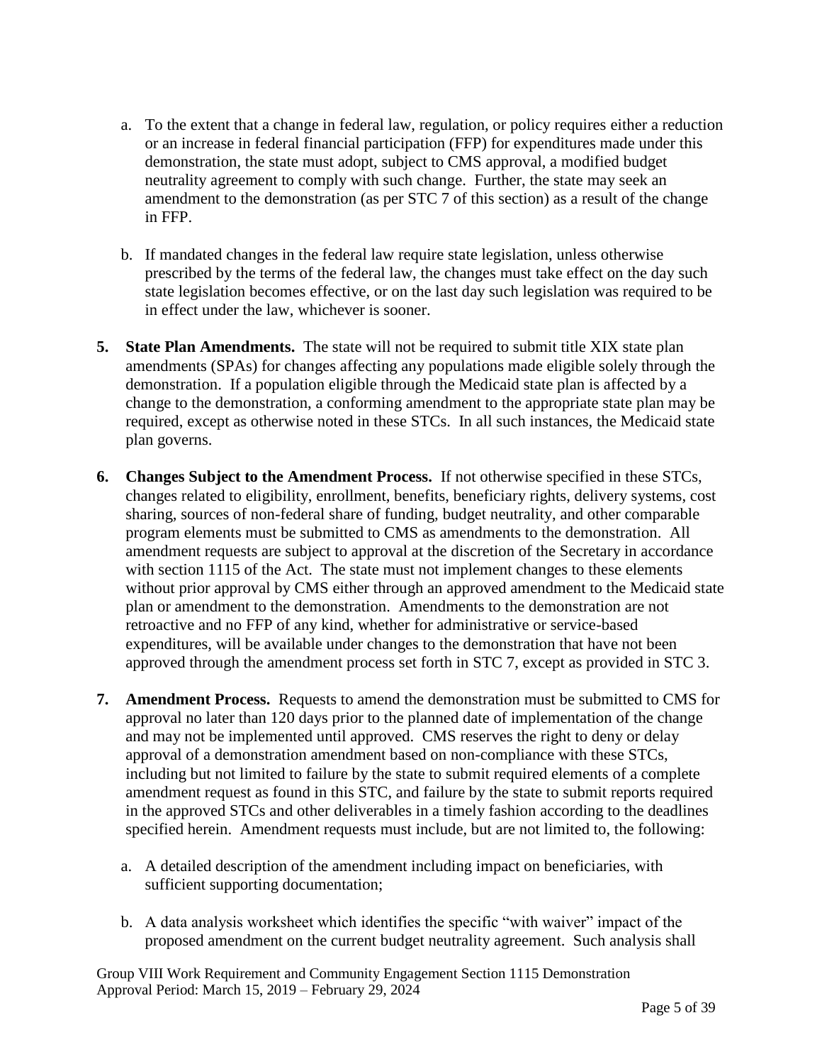a. To the extent that a change in federal law, regulation, or policy requires either a reduction or an increase in federal financial participation (FFP) for expenditures made under this demonstration, the state must adopt, subject to CMS approval, a modified budget neutrality agreement to comply with such change. Further, the state may seek an amendment to the demonstration (as per STC 7 of this section) as a result of the change in FFP.

b. If mandated changes in the federal law require state legislation, unless otherwise prescribed by the terms of the federal law, the changes must take effect on the day such state legislation becomes effective, or on the last day such legislation was required to be in effect under the law, whichever is sooner.

**5. State Plan Amendments.** The state will not be required to submit title XIX state plan amendments (SPAs) for changes affecting any populations made eligible solely through the demonstration. If a population eligible through the Medicaid state plan is affected by a change to the demonstration, a conforming amendment to the appropriate state plan may be required, except as otherwise noted in these STCs. In all such instances, the Medicaid state plan governs.

**6. Changes Subject to the Amendment Process.** If not otherwise specified in these STCs, changes related to eligibility, enrollment, benefits, beneficiary rights, delivery systems, cost sharing, sources of non-federal share of funding, budget neutrality, and other comparable program elements must be submitted to CMS as amendments to the demonstration. All amendment requests are subject to approval at the discretion of the Secretary in accordance with section 1115 of the Act. The state must not implement changes to these elements without prior approval by CMS either through an approved amendment to the Medicaid state plan or amendment to the demonstration. Amendments to the demonstration are not retroactive and no FFP of any kind, whether for administrative or service-based expenditures, will be available under changes to the demonstration that have not been approved through the amendment process set forth in STC 7, except as provided in STC 3.

**7. Amendment Process.** Requests to amend the demonstration must be submitted to CMS for approval no later than 120 days prior to the planned date of implementation of the change and may not be implemented until approved. CMS reserves the right to deny or delay approval of a demonstration amendment based on non-compliance with these STCs, including but not limited to failure by the state to submit required elements of a complete amendment request as found in this STC, and failure by the state to submit reports required in the approved STCs and other deliverables in a timely fashion according to the deadlines specified herein. Amendment requests must include, but are not limited to, the following:

a. A detailed description of the amendment including impact on beneficiaries, with sufficient supporting documentation;

b. A data analysis worksheet which identifies the specific "with waiver" impact of the proposed amendment on the current budget neutrality agreement. Such analysis shall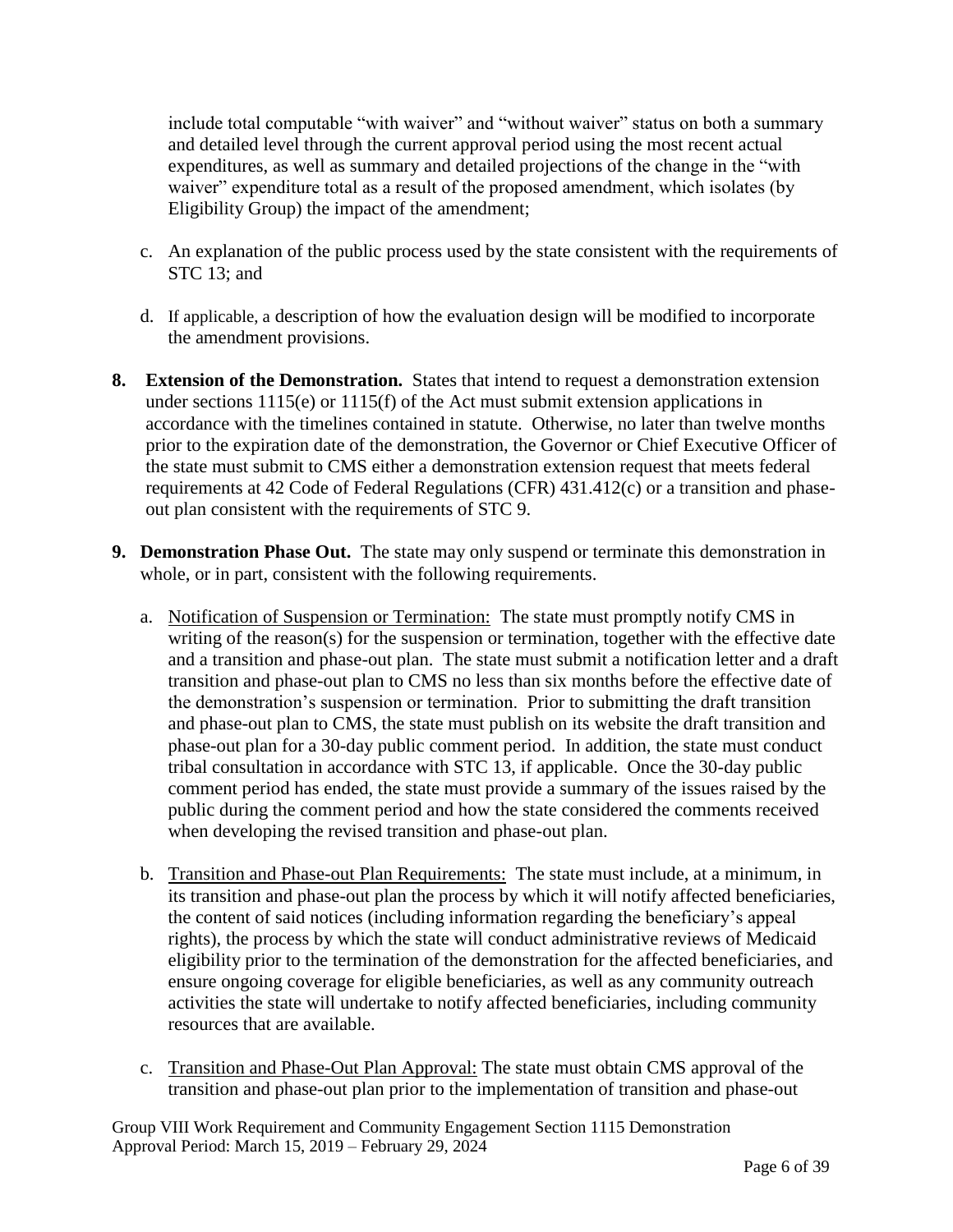include total computable "with waiver" and "without waiver" status on both a summary and detailed level through the current approval period using the most recent actual expenditures, as well as summary and detailed projections of the change in the "with waiver" expenditure total as a result of the proposed amendment, which isolates (by Eligibility Group) the impact of the amendment;

c. An explanation of the public process used by the state consistent with the requirements of STC 13; and

d. If applicable, a description of how the evaluation design will be modified to incorporate the amendment provisions.

**8. Extension of the Demonstration.** States that intend to request a demonstration extension under sections 1115(e) or 1115(f) of the Act must submit extension applications in accordance with the timelines contained in statute. Otherwise, no later than twelve months prior to the expiration date of the demonstration, the Governor or Chief Executive Officer of the state must submit to CMS either a demonstration extension request that meets federal requirements at 42 Code of Federal Regulations (CFR) 431.412(c) or a transition and phase-out plan consistent with the requirements of STC 9.

**9. Demonstration Phase Out.** The state may only suspend or terminate this demonstration in whole, or in part, consistent with the following requirements.

a. Notification of Suspension or Termination: The state must promptly notify CMS in writing of the reason(s) for the suspension or termination, together with the effective date and a transition and phase-out plan. The state must submit a notification letter and a draft transition and phase-out plan to CMS no less than six months before the effective date of the demonstration's suspension or termination. Prior to submitting the draft transition and phase-out plan to CMS, the state must publish on its website the draft transition and phase-out plan for a 30-day public comment period. In addition, the state must conduct tribal consultation in accordance with STC 13, if applicable. Once the 30-day public comment period has ended, the state must provide a summary of the issues raised by the public during the comment period and how the state considered the comments received when developing the revised transition and phase-out plan.

b. Transition and Phase-out Plan Requirements: The state must include, at a minimum, in its transition and phase-out plan the process by which it will notify affected beneficiaries, the content of said notices (including information regarding the beneficiary's appeal rights), the process by which the state will conduct administrative reviews of Medicaid eligibility prior to the termination of the demonstration for the affected beneficiaries, and ensure ongoing coverage for eligible beneficiaries, as well as any community outreach activities the state will undertake to notify affected beneficiaries, including community resources that are available.

c. Transition and Phase-Out Plan Approval: The state must obtain CMS approval of the transition and phase-out plan prior to the implementation of transition and phase-out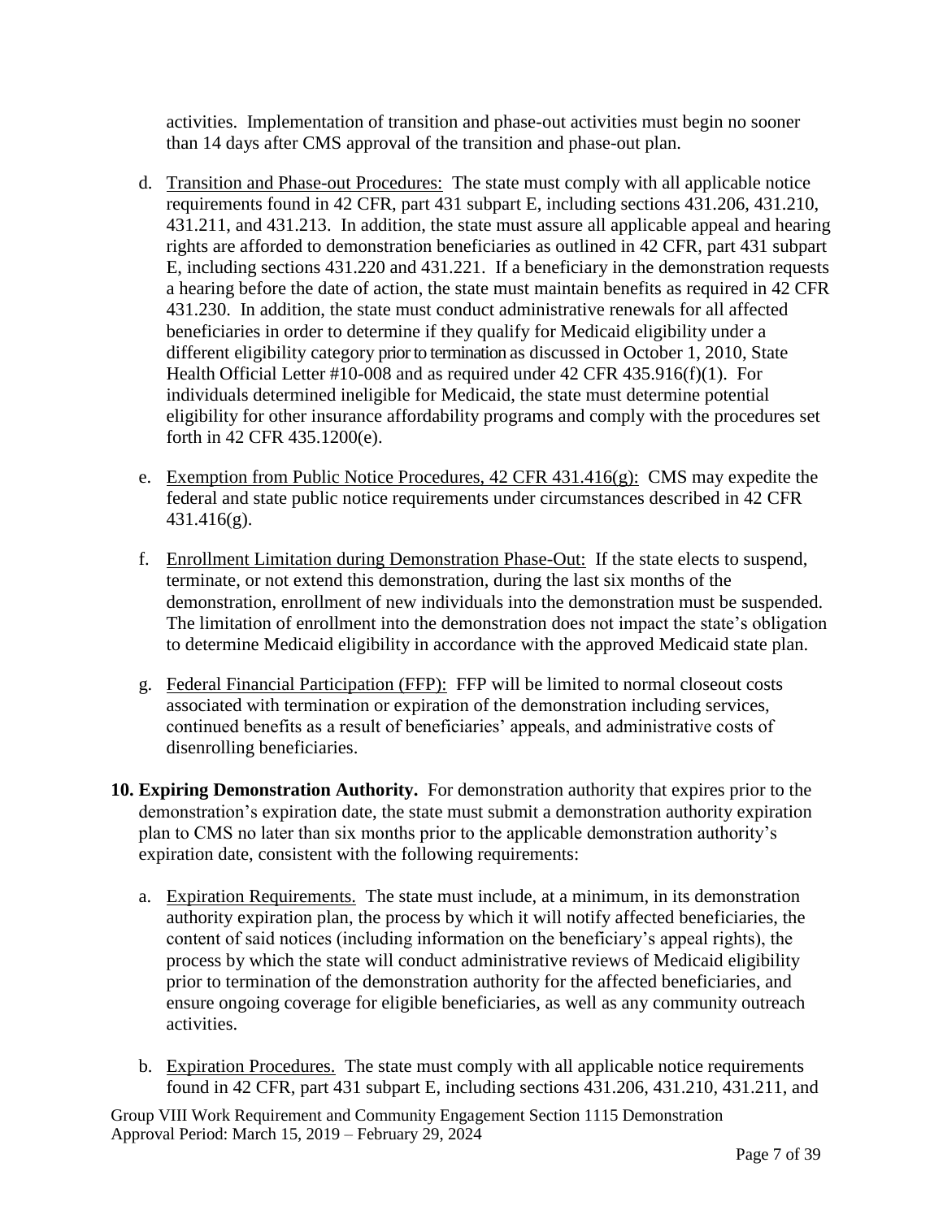activities. Implementation of transition and phase-out activities must begin no sooner than 14 days after CMS approval of the transition and phase-out plan.

d. Transition and Phase-out Procedures: The state must comply with all applicable notice requirements found in 42 CFR, part 431 subpart E, including sections 431.206, 431.210, 431.211, and 431.213. In addition, the state must assure all applicable appeal and hearing rights are afforded to demonstration beneficiaries as outlined in 42 CFR, part 431 subpart E, including sections 431.220 and 431.221. If a beneficiary in the demonstration requests a hearing before the date of action, the state must maintain benefits as required in 42 CFR 431.230. In addition, the state must conduct administrative renewals for all affected beneficiaries in order to determine if they qualify for Medicaid eligibility under a different eligibility category prior to termination as discussed in October 1, 2010, State Health Official Letter #10-008 and as required under 42 CFR 435.916(f)(1). For individuals determined ineligible for Medicaid, the state must determine potential eligibility for other insurance affordability programs and comply with the procedures set forth in 42 CFR 435.1200(e).

e. Exemption from Public Notice Procedures, 42 CFR 431.416(g): CMS may expedite the federal and state public notice requirements under circumstances described in 42 CFR 431.416(g).

f. Enrollment Limitation during Demonstration Phase-Out: If the state elects to suspend, terminate, or not extend this demonstration, during the last six months of the demonstration, enrollment of new individuals into the demonstration must be suspended. The limitation of enrollment into the demonstration does not impact the state's obligation to determine Medicaid eligibility in accordance with the approved Medicaid state plan.

g. Federal Financial Participation (FFP): FFP will be limited to normal closeout costs associated with termination or expiration of the demonstration including services, continued benefits as a result of beneficiaries' appeals, and administrative costs of disenrolling beneficiaries.

**10. Expiring Demonstration Authority.** For demonstration authority that expires prior to the demonstration's expiration date, the state must submit a demonstration authority expiration plan to CMS no later than six months prior to the applicable demonstration authority's expiration date, consistent with the following requirements:

a. Expiration Requirements. The state must include, at a minimum, in its demonstration authority expiration plan, the process by which it will notify affected beneficiaries, the content of said notices (including information on the beneficiary's appeal rights), the process by which the state will conduct administrative reviews of Medicaid eligibility prior to termination of the demonstration authority for the affected beneficiaries, and ensure ongoing coverage for eligible beneficiaries, as well as any community outreach activities.

b. Expiration Procedures. The state must comply with all applicable notice requirements found in 42 CFR, part 431 subpart E, including sections 431.206, 431.210, 431.211, and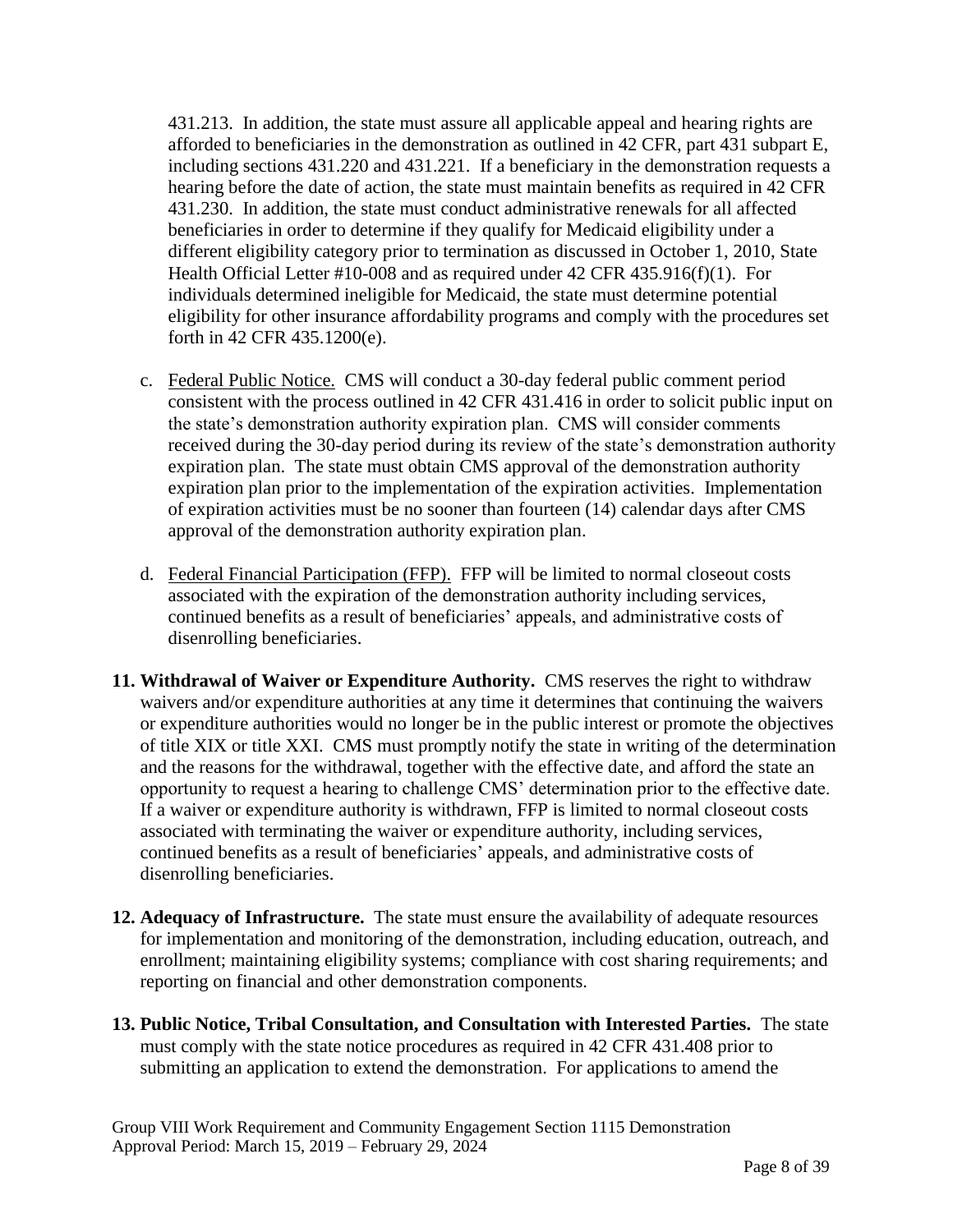431.213. In addition, the state must assure all applicable appeal and hearing rights are afforded to beneficiaries in the demonstration as outlined in 42 CFR, part 431 subpart E, including sections 431.220 and 431.221. If a beneficiary in the demonstration requests a hearing before the date of action, the state must maintain benefits as required in 42 CFR 431.230. In addition, the state must conduct administrative renewals for all affected beneficiaries in order to determine if they qualify for Medicaid eligibility under a different eligibility category prior to termination as discussed in October 1, 2010, State Health Official Letter #10-008 and as required under 42 CFR 435.916(f)(1). For individuals determined ineligible for Medicaid, the state must determine potential eligibility for other insurance affordability programs and comply with the procedures set forth in 42 CFR 435.1200(e).

c. Federal Public Notice. CMS will conduct a 30-day federal public comment period consistent with the process outlined in 42 CFR 431.416 in order to solicit public input on the state's demonstration authority expiration plan. CMS will consider comments received during the 30-day period during its review of the state's demonstration authority expiration plan. The state must obtain CMS approval of the demonstration authority expiration plan prior to the implementation of the expiration activities. Implementation of expiration activities must be no sooner than fourteen (14) calendar days after CMS approval of the demonstration authority expiration plan.

d. Federal Financial Participation (FFP). FFP will be limited to normal closeout costs associated with the expiration of the demonstration authority including services, continued benefits as a result of beneficiaries' appeals, and administrative costs of disenrolling beneficiaries.

**11. Withdrawal of Waiver or Expenditure Authority.** CMS reserves the right to withdraw waivers and/or expenditure authorities at any time it determines that continuing the waivers or expenditure authorities would no longer be in the public interest or promote the objectives of title XIX or title XXI. CMS must promptly notify the state in writing of the determination and the reasons for the withdrawal, together with the effective date, and afford the state an opportunity to request a hearing to challenge CMS' determination prior to the effective date. If a waiver or expenditure authority is withdrawn, FFP is limited to normal closeout costs associated with terminating the waiver or expenditure authority, including services, continued benefits as a result of beneficiaries' appeals, and administrative costs of disenrolling beneficiaries.

**12. Adequacy of Infrastructure.** The state must ensure the availability of adequate resources for implementation and monitoring of the demonstration, including education, outreach, and enrollment; maintaining eligibility systems; compliance with cost sharing requirements; and reporting on financial and other demonstration components.

**13. Public Notice, Tribal Consultation, and Consultation with Interested Parties.** The state must comply with the state notice procedures as required in 42 CFR 431.408 prior to submitting an application to extend the demonstration. For applications to amend the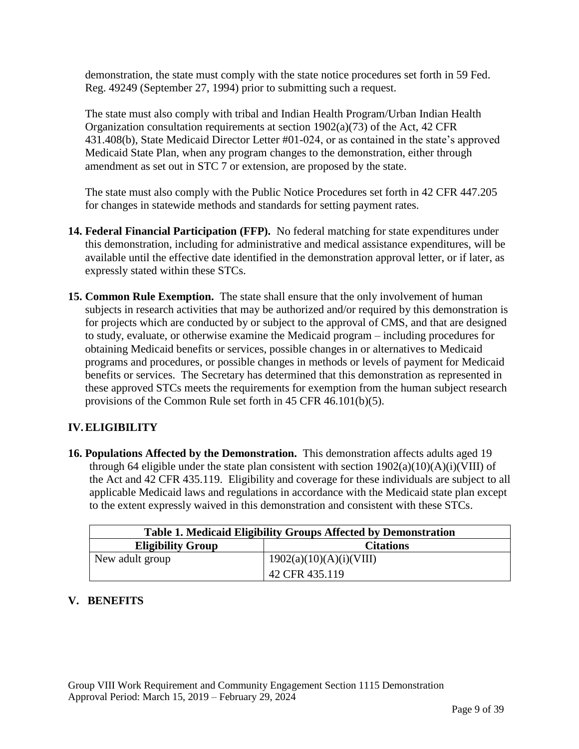demonstration, the state must comply with the state notice procedures set forth in 59 Fed. Reg. 49249 (September 27, 1994) prior to submitting such a request.

The state must also comply with tribal and Indian Health Program/Urban Indian Health Organization consultation requirements at section 1902(a)(73) of the Act, 42 CFR 431.408(b), State Medicaid Director Letter #01-024, or as contained in the state's approved Medicaid State Plan, when any program changes to the demonstration, either through amendment as set out in STC 7 or extension, are proposed by the state.

The state must also comply with the Public Notice Procedures set forth in 42 CFR 447.205 for changes in statewide methods and standards for setting payment rates.

**14. Federal Financial Participation (FFP).** No federal matching for state expenditures under this demonstration, including for administrative and medical assistance expenditures, will be available until the effective date identified in the demonstration approval letter, or if later, as expressly stated within these STCs.

**15. Common Rule Exemption.** The state shall ensure that the only involvement of human subjects in research activities that may be authorized and/or required by this demonstration is for projects which are conducted by or subject to the approval of CMS, and that are designed to study, evaluate, or otherwise examine the Medicaid program – including procedures for obtaining Medicaid benefits or services, possible changes in or alternatives to Medicaid programs and procedures, or possible changes in methods or levels of payment for Medicaid benefits or services. The Secretary has determined that this demonstration as represented in these approved STCs meets the requirements for exemption from the human subject research provisions of the Common Rule set forth in 45 CFR 46.101(b)(5).

## IV. ELIGIBILITY

**16. Populations Affected by the Demonstration.** This demonstration affects adults aged 19 through 64 eligible under the state plan consistent with section 1902(a)(10)(A)(i)(VIII) of the Act and 42 CFR 435.119. Eligibility and coverage for these individuals are subject to all applicable Medicaid laws and regulations in accordance with the Medicaid state plan except to the extent expressly waived in this demonstration and consistent with these STCs.

**Table 1. Medicaid Eligibility Groups Affected by Demonstration**

| Eligibility Group | Citations |
|---|---|
| New adult group | 1902(a)(10)(A)(i)(VIII)<br>42 CFR 435.119 |

## V. BENEFITS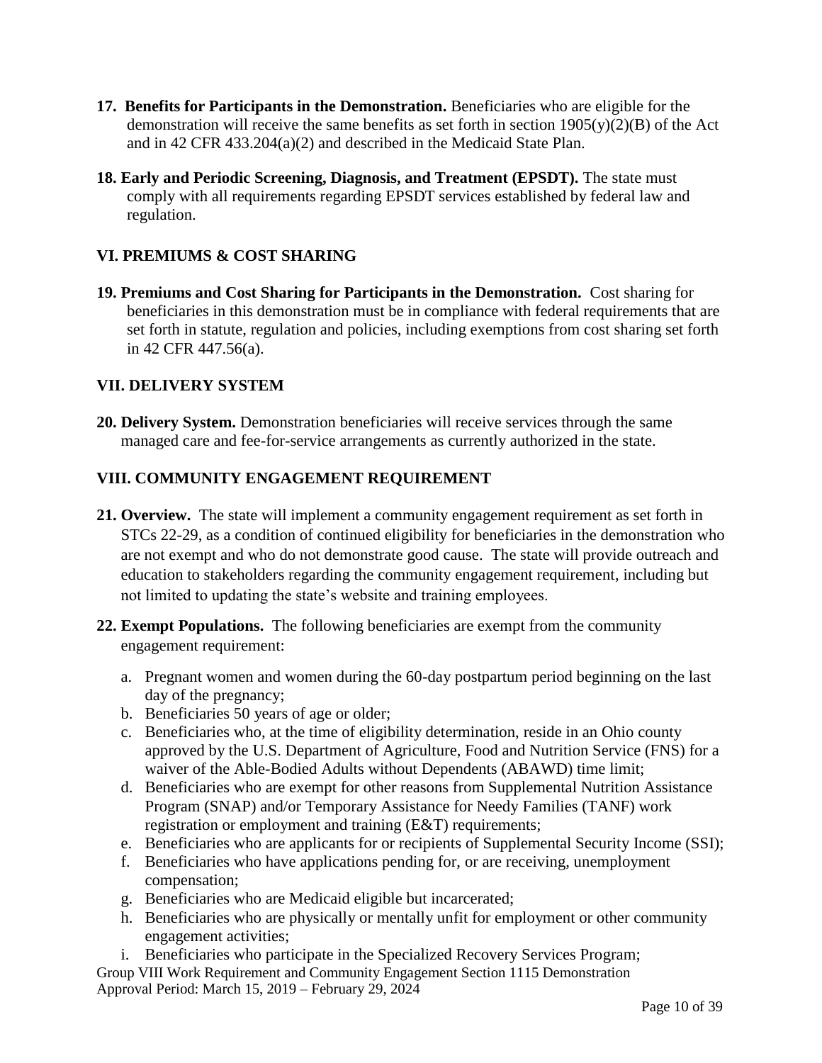**17. Benefits for Participants in the Demonstration.** Beneficiaries who are eligible for the demonstration will receive the same benefits as set forth in section 1905(y)(2)(B) of the Act and in 42 CFR 433.204(a)(2) and described in the Medicaid State Plan.

**18. Early and Periodic Screening, Diagnosis, and Treatment (EPSDT).** The state must comply with all requirements regarding EPSDT services established by federal law and regulation.

## VI. PREMIUMS & COST SHARING

**19. Premiums and Cost Sharing for Participants in the Demonstration.** Cost sharing for beneficiaries in this demonstration must be in compliance with federal requirements that are set forth in statute, regulation and policies, including exemptions from cost sharing set forth in 42 CFR 447.56(a).

## VII. DELIVERY SYSTEM

**20. Delivery System.** Demonstration beneficiaries will receive services through the same managed care and fee-for-service arrangements as currently authorized in the state.

## VIII. COMMUNITY ENGAGEMENT REQUIREMENT

**21. Overview.** The state will implement a community engagement requirement as set forth in STCs 22-29, as a condition of continued eligibility for beneficiaries in the demonstration who are not exempt and who do not demonstrate good cause. The state will provide outreach and education to stakeholders regarding the community engagement requirement, including but not limited to updating the state's website and training employees.

**22. Exempt Populations.** The following beneficiaries are exempt from the community engagement requirement:

a. Pregnant women and women during the 60-day postpartum period beginning on the last day of the pregnancy;
b. Beneficiaries 50 years of age or older;
c. Beneficiaries who, at the time of eligibility determination, reside in an Ohio county approved by the U.S. Department of Agriculture, Food and Nutrition Service (FNS) for a waiver of the Able-Bodied Adults without Dependents (ABAWD) time limit;
d. Beneficiaries who are exempt for other reasons from Supplemental Nutrition Assistance Program (SNAP) and/or Temporary Assistance for Needy Families (TANF) work registration or employment and training (E&T) requirements;
e. Beneficiaries who are applicants for or recipients of Supplemental Security Income (SSI);
f. Beneficiaries who have applications pending for, or are receiving, unemployment compensation;
g. Beneficiaries who are Medicaid eligible but incarcerated;
h. Beneficiaries who are physically or mentally unfit for employment or other community engagement activities;
i. Beneficiaries who participate in the Specialized Recovery Services Program;

Group VIII Work Requirement and Community Engagement Section 1115 Demonstration
Approval Period: March 15, 2019 – February 29, 2024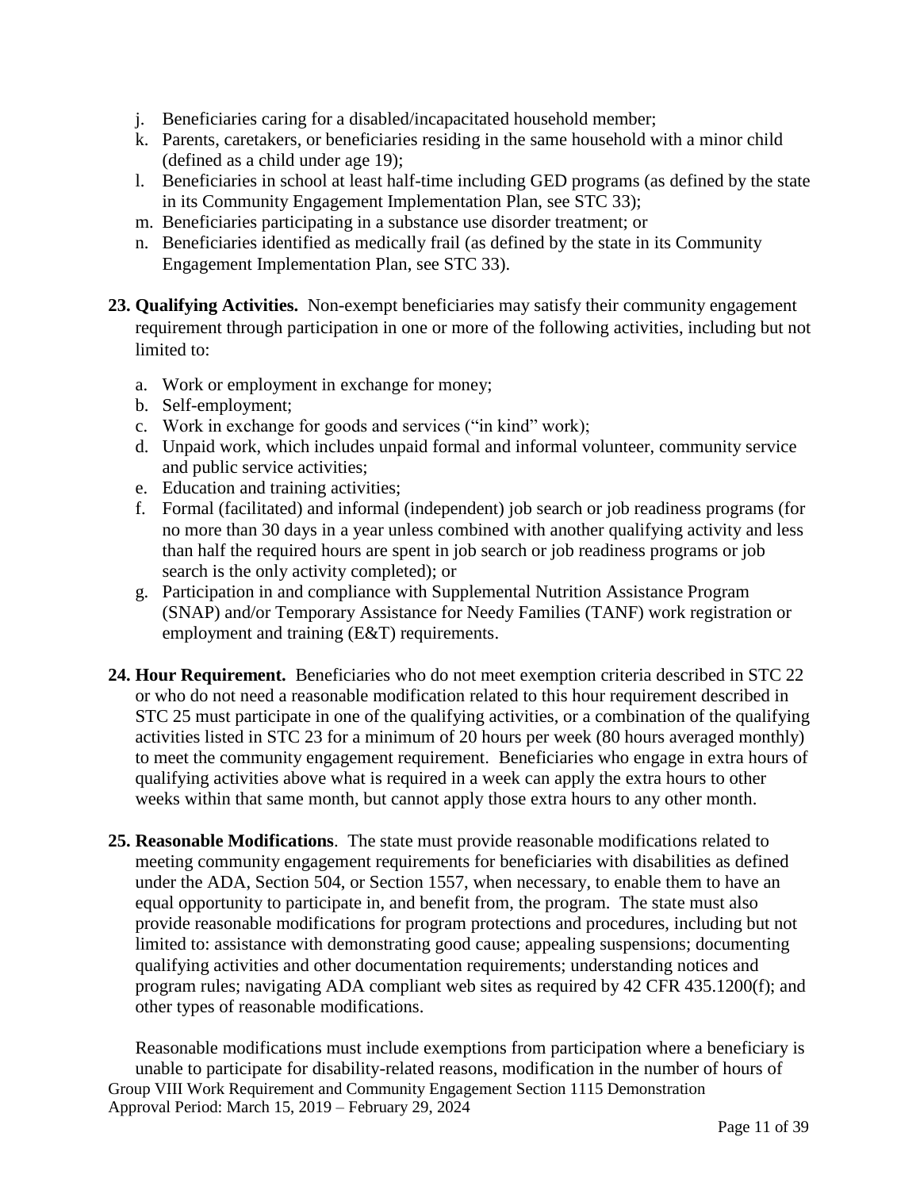j. Beneficiaries caring for a disabled/incapacitated household member;
k. Parents, caretakers, or beneficiaries residing in the same household with a minor child (defined as a child under age 19);
l. Beneficiaries in school at least half-time including GED programs (as defined by the state in its Community Engagement Implementation Plan, see STC 33);
m. Beneficiaries participating in a substance use disorder treatment; or
n. Beneficiaries identified as medically frail (as defined by the state in its Community Engagement Implementation Plan, see STC 33).

**23. Qualifying Activities.** Non-exempt beneficiaries may satisfy their community engagement requirement through participation in one or more of the following activities, including but not limited to:

a. Work or employment in exchange for money;
b. Self-employment;
c. Work in exchange for goods and services ("in kind" work);
d. Unpaid work, which includes unpaid formal and informal volunteer, community service and public service activities;
e. Education and training activities;
f. Formal (facilitated) and informal (independent) job search or job readiness programs (for no more than 30 days in a year unless combined with another qualifying activity and less than half the required hours are spent in job search or job readiness programs or job search is the only activity completed); or
g. Participation in and compliance with Supplemental Nutrition Assistance Program (SNAP) and/or Temporary Assistance for Needy Families (TANF) work registration or employment and training (E&T) requirements.

**24. Hour Requirement.** Beneficiaries who do not meet exemption criteria described in STC 22 or who do not need a reasonable modification related to this hour requirement described in STC 25 must participate in one of the qualifying activities, or a combination of the qualifying activities listed in STC 23 for a minimum of 20 hours per week (80 hours averaged monthly) to meet the community engagement requirement. Beneficiaries who engage in extra hours of qualifying activities above what is required in a week can apply the extra hours to other weeks within that same month, but cannot apply those extra hours to any other month.

**25. Reasonable Modifications**. The state must provide reasonable modifications related to meeting community engagement requirements for beneficiaries with disabilities as defined under the ADA, Section 504, or Section 1557, when necessary, to enable them to have an equal opportunity to participate in, and benefit from, the program. The state must also provide reasonable modifications for program protections and procedures, including but not limited to: assistance with demonstrating good cause; appealing suspensions; documenting qualifying activities and other documentation requirements; understanding notices and program rules; navigating ADA compliant web sites as required by 42 CFR 435.1200(f); and other types of reasonable modifications.

Reasonable modifications must include exemptions from participation where a beneficiary is unable to participate for disability-related reasons, modification in the number of hours of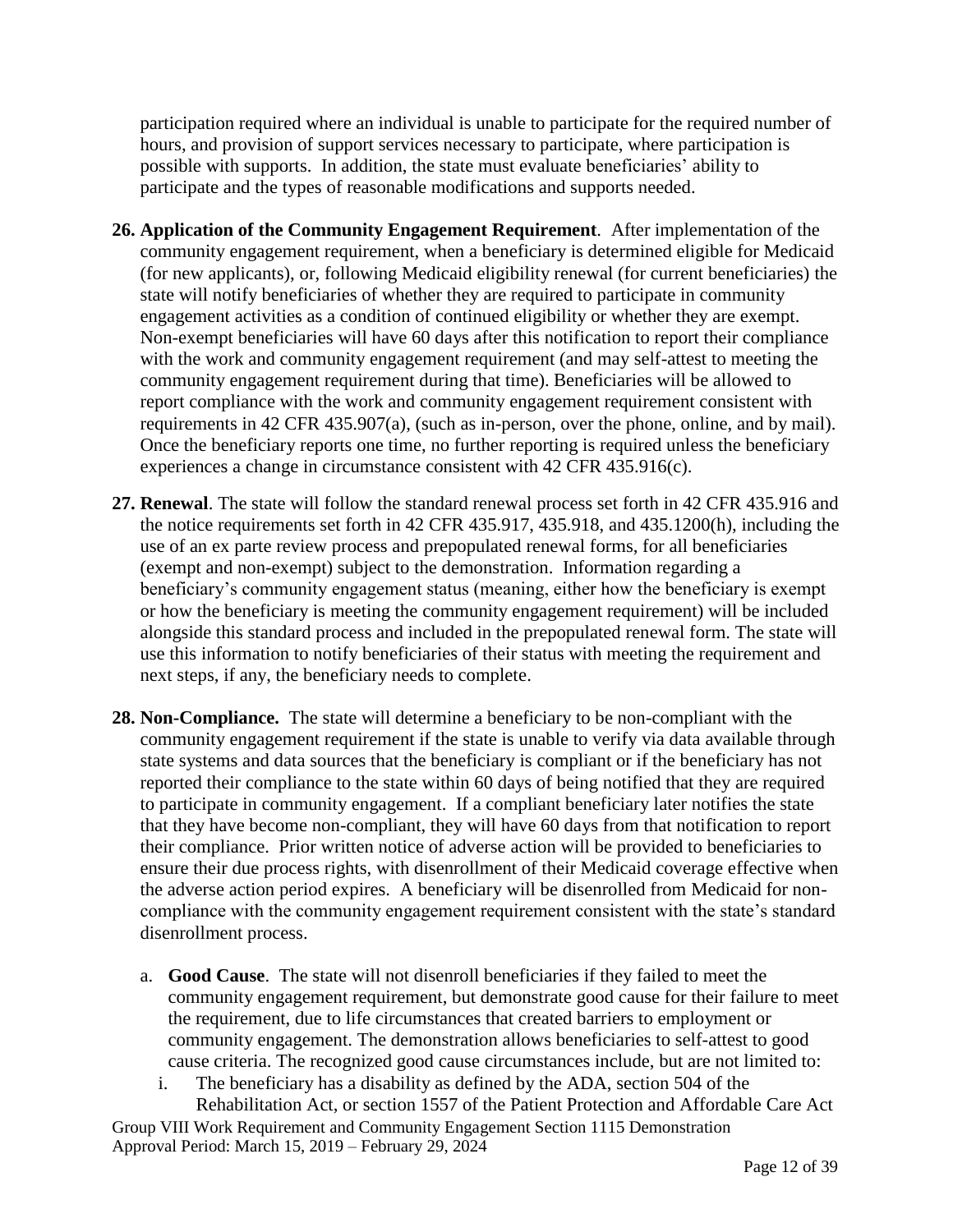participation required where an individual is unable to participate for the required number of hours, and provision of support services necessary to participate, where participation is possible with supports. In addition, the state must evaluate beneficiaries' ability to participate and the types of reasonable modifications and supports needed.

26. **Application of the Community Engagement Requirement**. After implementation of the community engagement requirement, when a beneficiary is determined eligible for Medicaid (for new applicants), or, following Medicaid eligibility renewal (for current beneficiaries) the state will notify beneficiaries of whether they are required to participate in community engagement activities as a condition of continued eligibility or whether they are exempt. Non-exempt beneficiaries will have 60 days after this notification to report their compliance with the work and community engagement requirement (and may self-attest to meeting the community engagement requirement during that time). Beneficiaries will be allowed to report compliance with the work and community engagement requirement consistent with requirements in 42 CFR 435.907(a), (such as in-person, over the phone, online, and by mail). Once the beneficiary reports one time, no further reporting is required unless the beneficiary experiences a change in circumstance consistent with 42 CFR 435.916(c).

27. **Renewal**. The state will follow the standard renewal process set forth in 42 CFR 435.916 and the notice requirements set forth in 42 CFR 435.917, 435.918, and 435.1200(h), including the use of an ex parte review process and prepopulated renewal forms, for all beneficiaries (exempt and non-exempt) subject to the demonstration. Information regarding a beneficiary's community engagement status (meaning, either how the beneficiary is exempt or how the beneficiary is meeting the community engagement requirement) will be included alongside this standard process and included in the prepopulated renewal form. The state will use this information to notify beneficiaries of their status with meeting the requirement and next steps, if any, the beneficiary needs to complete.

28. **Non-Compliance.** The state will determine a beneficiary to be non-compliant with the community engagement requirement if the state is unable to verify via data available through state systems and data sources that the beneficiary is compliant or if the beneficiary has not reported their compliance to the state within 60 days of being notified that they are required to participate in community engagement. If a compliant beneficiary later notifies the state that they have become non-compliant, they will have 60 days from that notification to report their compliance. Prior written notice of adverse action will be provided to beneficiaries to ensure their due process rights, with disenrollment of their Medicaid coverage effective when the adverse action period expires. A beneficiary will be disenrolled from Medicaid for non-compliance with the community engagement requirement consistent with the state's standard disenrollment process.

    a. **Good Cause**. The state will not disenroll beneficiaries if they failed to meet the community engagement requirement, but demonstrate good cause for their failure to meet the requirement, due to life circumstances that created barriers to employment or community engagement. The demonstration allows beneficiaries to self-attest to good cause criteria. The recognized good cause circumstances include, but are not limited to:

        i. The beneficiary has a disability as defined by the ADA, section 504 of the Rehabilitation Act, or section 1557 of the Patient Protection and Affordable Care Act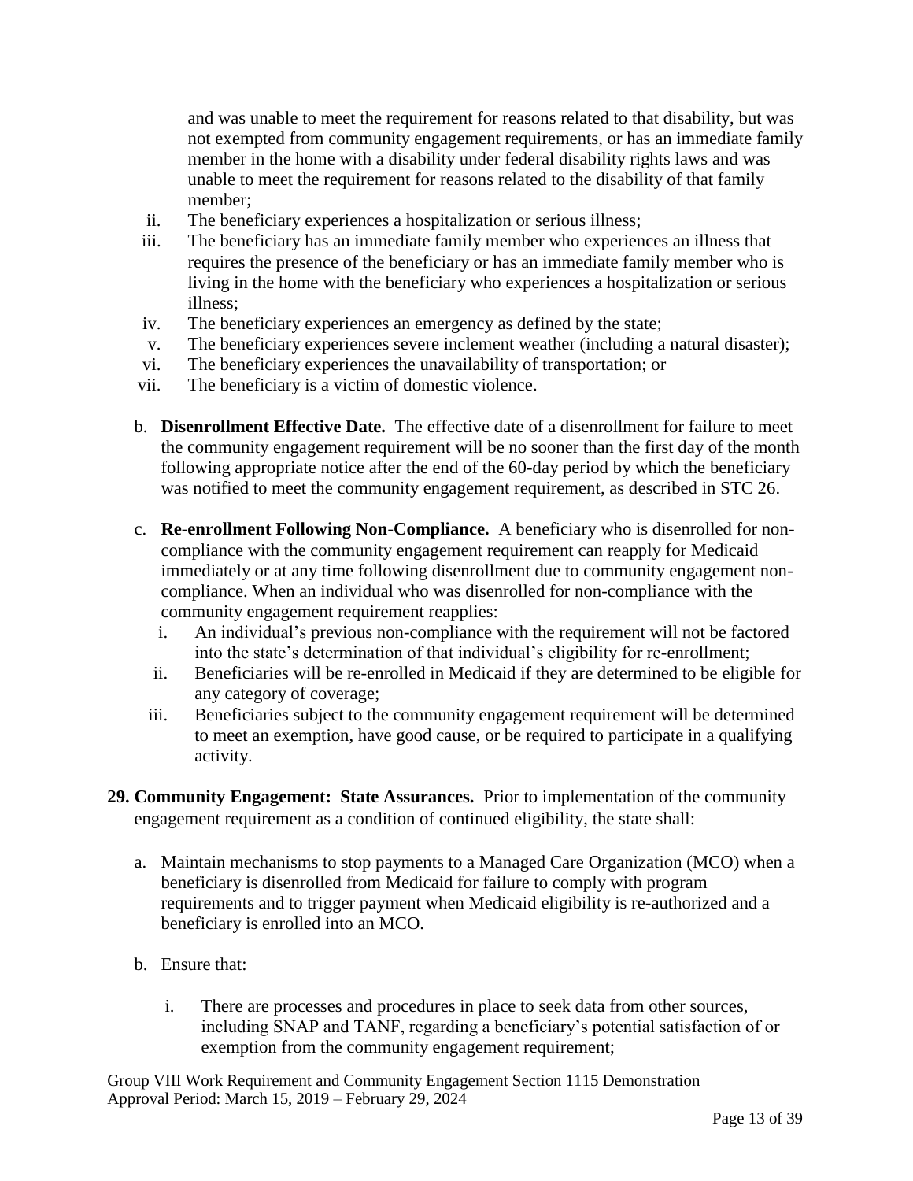and was unable to meet the requirement for reasons related to that disability, but was not exempted from community engagement requirements, or has an immediate family member in the home with a disability under federal disability rights laws and was unable to meet the requirement for reasons related to the disability of that family member;

ii. The beneficiary experiences a hospitalization or serious illness;

iii. The beneficiary has an immediate family member who experiences an illness that requires the presence of the beneficiary or has an immediate family member who is living in the home with the beneficiary who experiences a hospitalization or serious illness;

iv. The beneficiary experiences an emergency as defined by the state;

v. The beneficiary experiences severe inclement weather (including a natural disaster);

vi. The beneficiary experiences the unavailability of transportation; or

vii. The beneficiary is a victim of domestic violence.

b. **Disenrollment Effective Date.** The effective date of a disenrollment for failure to meet the community engagement requirement will be no sooner than the first day of the month following appropriate notice after the end of the 60-day period by which the beneficiary was notified to meet the community engagement requirement, as described in STC 26.

c. **Re-enrollment Following Non-Compliance.** A beneficiary who is disenrolled for non-compliance with the community engagement requirement can reapply for Medicaid immediately or at any time following disenrollment due to community engagement non-compliance. When an individual who was disenrolled for non-compliance with the community engagement requirement reapplies:

   i. An individual's previous non-compliance with the requirement will not be factored into the state's determination of that individual's eligibility for re-enrollment;

   ii. Beneficiaries will be re-enrolled in Medicaid if they are determined to be eligible for any category of coverage;

   iii. Beneficiaries subject to the community engagement requirement will be determined to meet an exemption, have good cause, or be required to participate in a qualifying activity.

**29. Community Engagement: State Assurances.** Prior to implementation of the community engagement requirement as a condition of continued eligibility, the state shall:

a. Maintain mechanisms to stop payments to a Managed Care Organization (MCO) when a beneficiary is disenrolled from Medicaid for failure to comply with program requirements and to trigger payment when Medicaid eligibility is re-authorized and a beneficiary is enrolled into an MCO.

b. Ensure that:

   i. There are processes and procedures in place to seek data from other sources, including SNAP and TANF, regarding a beneficiary's potential satisfaction of or exemption from the community engagement requirement;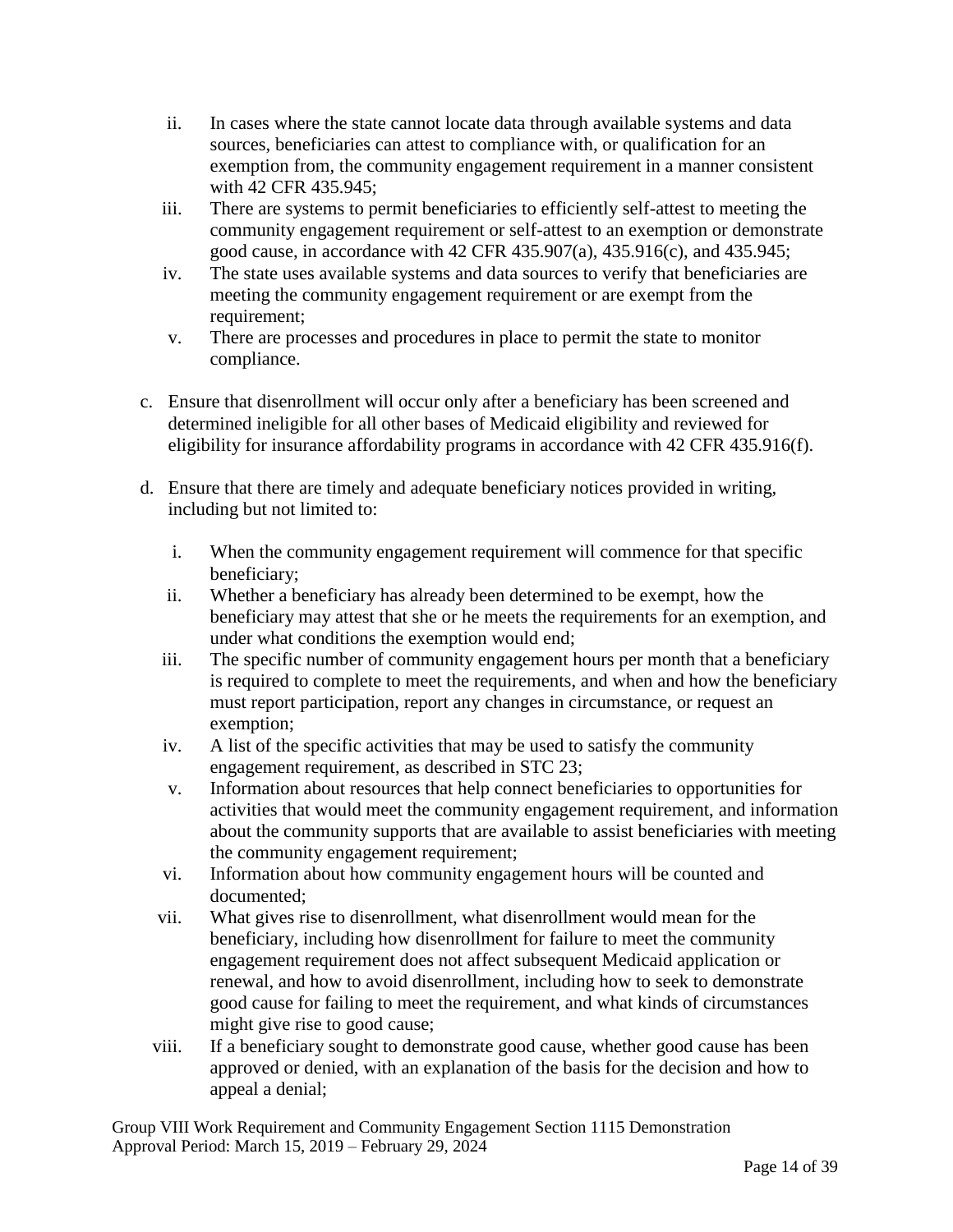ii. In cases where the state cannot locate data through available systems and data sources, beneficiaries can attest to compliance with, or qualification for an exemption from, the community engagement requirement in a manner consistent with 42 CFR 435.945;

iii. There are systems to permit beneficiaries to efficiently self-attest to meeting the community engagement requirement or self-attest to an exemption or demonstrate good cause, in accordance with 42 CFR 435.907(a), 435.916(c), and 435.945;

iv. The state uses available systems and data sources to verify that beneficiaries are meeting the community engagement requirement or are exempt from the requirement;

v. There are processes and procedures in place to permit the state to monitor compliance.

c. Ensure that disenrollment will occur only after a beneficiary has been screened and determined ineligible for all other bases of Medicaid eligibility and reviewed for eligibility for insurance affordability programs in accordance with 42 CFR 435.916(f).

d. Ensure that there are timely and adequate beneficiary notices provided in writing, including but not limited to:

i. When the community engagement requirement will commence for that specific beneficiary;

ii. Whether a beneficiary has already been determined to be exempt, how the beneficiary may attest that she or he meets the requirements for an exemption, and under what conditions the exemption would end;

iii. The specific number of community engagement hours per month that a beneficiary is required to complete to meet the requirements, and when and how the beneficiary must report participation, report any changes in circumstance, or request an exemption;

iv. A list of the specific activities that may be used to satisfy the community engagement requirement, as described in STC 23;

v. Information about resources that help connect beneficiaries to opportunities for activities that would meet the community engagement requirement, and information about the community supports that are available to assist beneficiaries with meeting the community engagement requirement;

vi. Information about how community engagement hours will be counted and documented;

vii. What gives rise to disenrollment, what disenrollment would mean for the beneficiary, including how disenrollment for failure to meet the community engagement requirement does not affect subsequent Medicaid application or renewal, and how to avoid disenrollment, including how to seek to demonstrate good cause for failing to meet the requirement, and what kinds of circumstances might give rise to good cause;

viii. If a beneficiary sought to demonstrate good cause, whether good cause has been approved or denied, with an explanation of the basis for the decision and how to appeal a denial;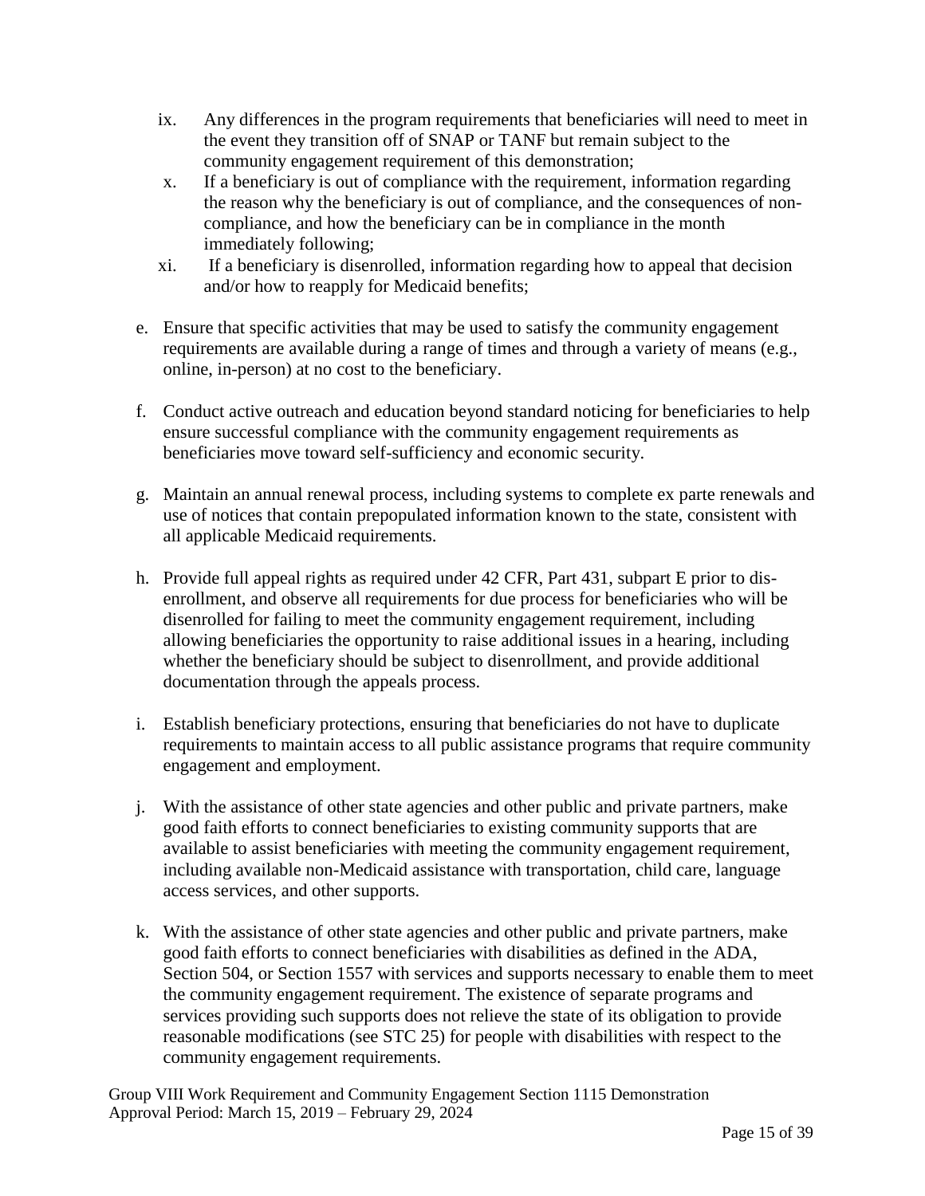ix. Any differences in the program requirements that beneficiaries will need to meet in the event they transition off of SNAP or TANF but remain subject to the community engagement requirement of this demonstration;

x. If a beneficiary is out of compliance with the requirement, information regarding the reason why the beneficiary is out of compliance, and the consequences of non-compliance, and how the beneficiary can be in compliance in the month immediately following;

xi. If a beneficiary is disenrolled, information regarding how to appeal that decision and/or how to reapply for Medicaid benefits;

e. Ensure that specific activities that may be used to satisfy the community engagement requirements are available during a range of times and through a variety of means (e.g., online, in-person) at no cost to the beneficiary.

f. Conduct active outreach and education beyond standard noticing for beneficiaries to help ensure successful compliance with the community engagement requirements as beneficiaries move toward self-sufficiency and economic security.

g. Maintain an annual renewal process, including systems to complete ex parte renewals and use of notices that contain prepopulated information known to the state, consistent with all applicable Medicaid requirements.

h. Provide full appeal rights as required under 42 CFR, Part 431, subpart E prior to dis-enrollment, and observe all requirements for due process for beneficiaries who will be disenrolled for failing to meet the community engagement requirement, including allowing beneficiaries the opportunity to raise additional issues in a hearing, including whether the beneficiary should be subject to disenrollment, and provide additional documentation through the appeals process.

i. Establish beneficiary protections, ensuring that beneficiaries do not have to duplicate requirements to maintain access to all public assistance programs that require community engagement and employment.

j. With the assistance of other state agencies and other public and private partners, make good faith efforts to connect beneficiaries to existing community supports that are available to assist beneficiaries with meeting the community engagement requirement, including available non-Medicaid assistance with transportation, child care, language access services, and other supports.

k. With the assistance of other state agencies and other public and private partners, make good faith efforts to connect beneficiaries with disabilities as defined in the ADA, Section 504, or Section 1557 with services and supports necessary to enable them to meet the community engagement requirement. The existence of separate programs and services providing such supports does not relieve the state of its obligation to provide reasonable modifications (see STC 25) for people with disabilities with respect to the community engagement requirements.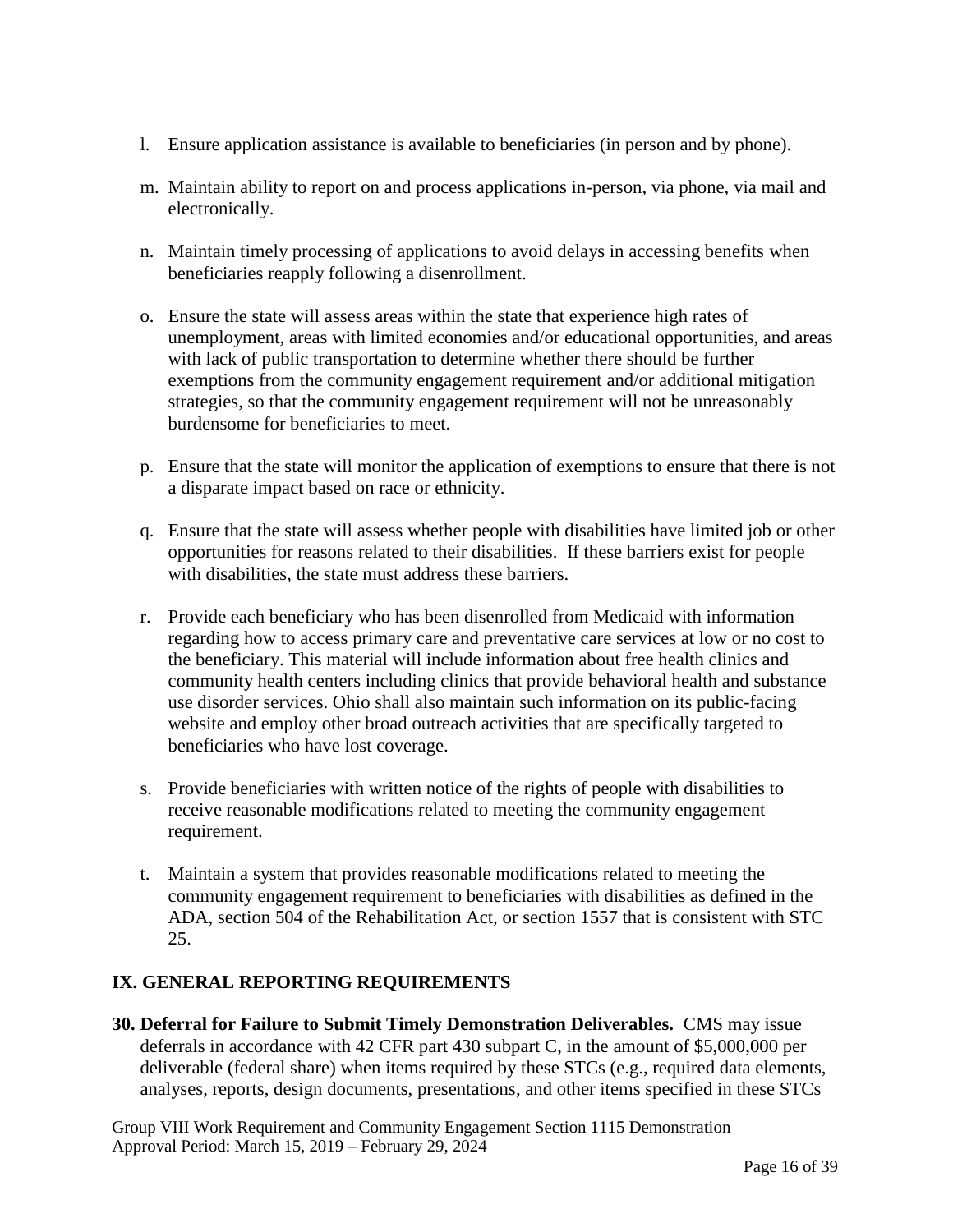l. Ensure application assistance is available to beneficiaries (in person and by phone).

m. Maintain ability to report on and process applications in-person, via phone, via mail and electronically.

n. Maintain timely processing of applications to avoid delays in accessing benefits when beneficiaries reapply following a disenrollment.

o. Ensure the state will assess areas within the state that experience high rates of unemployment, areas with limited economies and/or educational opportunities, and areas with lack of public transportation to determine whether there should be further exemptions from the community engagement requirement and/or additional mitigation strategies, so that the community engagement requirement will not be unreasonably burdensome for beneficiaries to meet.

p. Ensure that the state will monitor the application of exemptions to ensure that there is not a disparate impact based on race or ethnicity.

q. Ensure that the state will assess whether people with disabilities have limited job or other opportunities for reasons related to their disabilities. If these barriers exist for people with disabilities, the state must address these barriers.

r. Provide each beneficiary who has been disenrolled from Medicaid with information regarding how to access primary care and preventative care services at low or no cost to the beneficiary. This material will include information about free health clinics and community health centers including clinics that provide behavioral health and substance use disorder services. Ohio shall also maintain such information on its public-facing website and employ other broad outreach activities that are specifically targeted to beneficiaries who have lost coverage.

s. Provide beneficiaries with written notice of the rights of people with disabilities to receive reasonable modifications related to meeting the community engagement requirement.

t. Maintain a system that provides reasonable modifications related to meeting the community engagement requirement to beneficiaries with disabilities as defined in the ADA, section 504 of the Rehabilitation Act, or section 1557 that is consistent with STC 25.

## IX. GENERAL REPORTING REQUIREMENTS

**30. Deferral for Failure to Submit Timely Demonstration Deliverables.** CMS may issue deferrals in accordance with 42 CFR part 430 subpart C, in the amount of $5,000,000 per deliverable (federal share) when items required by these STCs (e.g., required data elements, analyses, reports, design documents, presentations, and other items specified in these STCs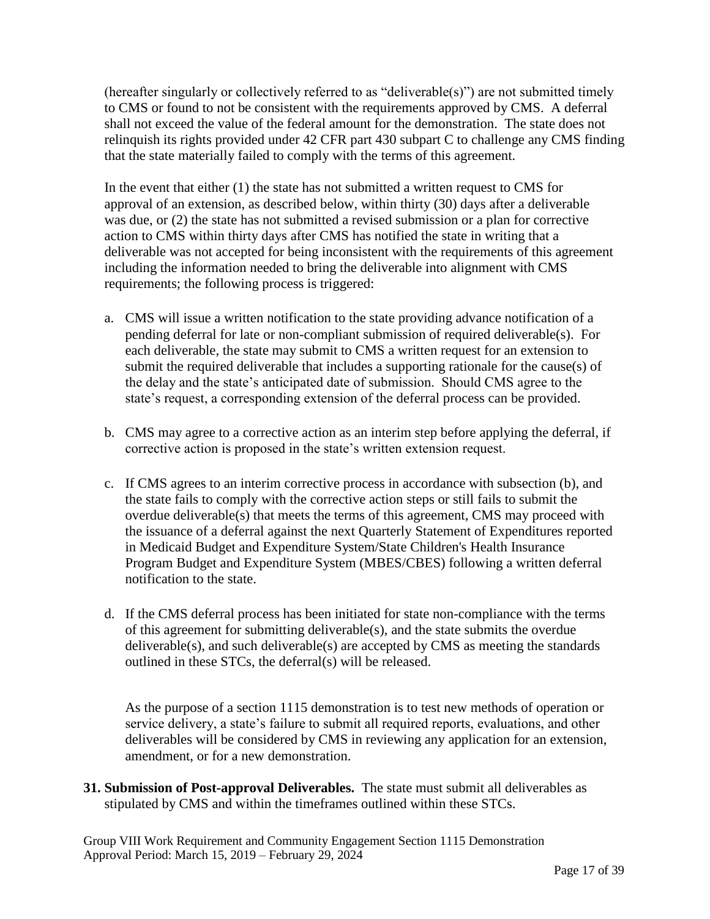(hereafter singularly or collectively referred to as "deliverable(s)") are not submitted timely to CMS or found to not be consistent with the requirements approved by CMS. A deferral shall not exceed the value of the federal amount for the demonstration. The state does not relinquish its rights provided under 42 CFR part 430 subpart C to challenge any CMS finding that the state materially failed to comply with the terms of this agreement.

In the event that either (1) the state has not submitted a written request to CMS for approval of an extension, as described below, within thirty (30) days after a deliverable was due, or (2) the state has not submitted a revised submission or a plan for corrective action to CMS within thirty days after CMS has notified the state in writing that a deliverable was not accepted for being inconsistent with the requirements of this agreement including the information needed to bring the deliverable into alignment with CMS requirements; the following process is triggered:

a. CMS will issue a written notification to the state providing advance notification of a pending deferral for late or non-compliant submission of required deliverable(s). For each deliverable, the state may submit to CMS a written request for an extension to submit the required deliverable that includes a supporting rationale for the cause(s) of the delay and the state's anticipated date of submission. Should CMS agree to the state's request, a corresponding extension of the deferral process can be provided.

b. CMS may agree to a corrective action as an interim step before applying the deferral, if corrective action is proposed in the state's written extension request.

c. If CMS agrees to an interim corrective process in accordance with subsection (b), and the state fails to comply with the corrective action steps or still fails to submit the overdue deliverable(s) that meets the terms of this agreement, CMS may proceed with the issuance of a deferral against the next Quarterly Statement of Expenditures reported in Medicaid Budget and Expenditure System/State Children's Health Insurance Program Budget and Expenditure System (MBES/CBES) following a written deferral notification to the state.

d. If the CMS deferral process has been initiated for state non-compliance with the terms of this agreement for submitting deliverable(s), and the state submits the overdue deliverable(s), and such deliverable(s) are accepted by CMS as meeting the standards outlined in these STCs, the deferral(s) will be released.

As the purpose of a section 1115 demonstration is to test new methods of operation or service delivery, a state's failure to submit all required reports, evaluations, and other deliverables will be considered by CMS in reviewing any application for an extension, amendment, or for a new demonstration.

**31. Submission of Post-approval Deliverables.** The state must submit all deliverables as stipulated by CMS and within the timeframes outlined within these STCs.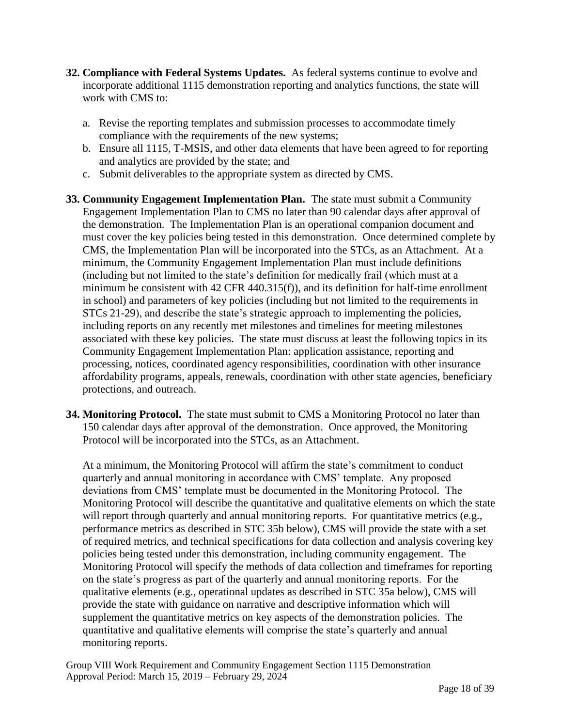**32. Compliance with Federal Systems Updates.** As federal systems continue to evolve and incorporate additional 1115 demonstration reporting and analytics functions, the state will work with CMS to:

a. Revise the reporting templates and submission processes to accommodate timely compliance with the requirements of the new systems;
b. Ensure all 1115, T-MSIS, and other data elements that have been agreed to for reporting and analytics are provided by the state; and
c. Submit deliverables to the appropriate system as directed by CMS.

**33. Community Engagement Implementation Plan.** The state must submit a Community Engagement Implementation Plan to CMS no later than 90 calendar days after approval of the demonstration. The Implementation Plan is an operational companion document and must cover the key policies being tested in this demonstration. Once determined complete by CMS, the Implementation Plan will be incorporated into the STCs, as an Attachment. At a minimum, the Community Engagement Implementation Plan must include definitions (including but not limited to the state's definition for medically frail (which must at a minimum be consistent with 42 CFR 440.315(f)), and its definition for half-time enrollment in school) and parameters of key policies (including but not limited to the requirements in STCs 21-29), and describe the state's strategic approach to implementing the policies, including reports on any recently met milestones and timelines for meeting milestones associated with these key policies. The state must discuss at least the following topics in its Community Engagement Implementation Plan: application assistance, reporting and processing, notices, coordinated agency responsibilities, coordination with other insurance affordability programs, appeals, renewals, coordination with other state agencies, beneficiary protections, and outreach.

**34. Monitoring Protocol.** The state must submit to CMS a Monitoring Protocol no later than 150 calendar days after approval of the demonstration. Once approved, the Monitoring Protocol will be incorporated into the STCs, as an Attachment.

At a minimum, the Monitoring Protocol will affirm the state's commitment to conduct quarterly and annual monitoring in accordance with CMS' template. Any proposed deviations from CMS' template must be documented in the Monitoring Protocol. The Monitoring Protocol will describe the quantitative and qualitative elements on which the state will report through quarterly and annual monitoring reports. For quantitative metrics (e.g., performance metrics as described in STC 35b below), CMS will provide the state with a set of required metrics, and technical specifications for data collection and analysis covering key policies being tested under this demonstration, including community engagement. The Monitoring Protocol will specify the methods of data collection and timeframes for reporting on the state's progress as part of the quarterly and annual monitoring reports. For the qualitative elements (e.g., operational updates as described in STC 35a below), CMS will provide the state with guidance on narrative and descriptive information which will supplement the quantitative metrics on key aspects of the demonstration policies. The quantitative and qualitative elements will comprise the state's quarterly and annual monitoring reports.

Group VIII Work Requirement and Community Engagement Section 1115 Demonstration
Approval Period: March 15, 2019 – February 29, 2024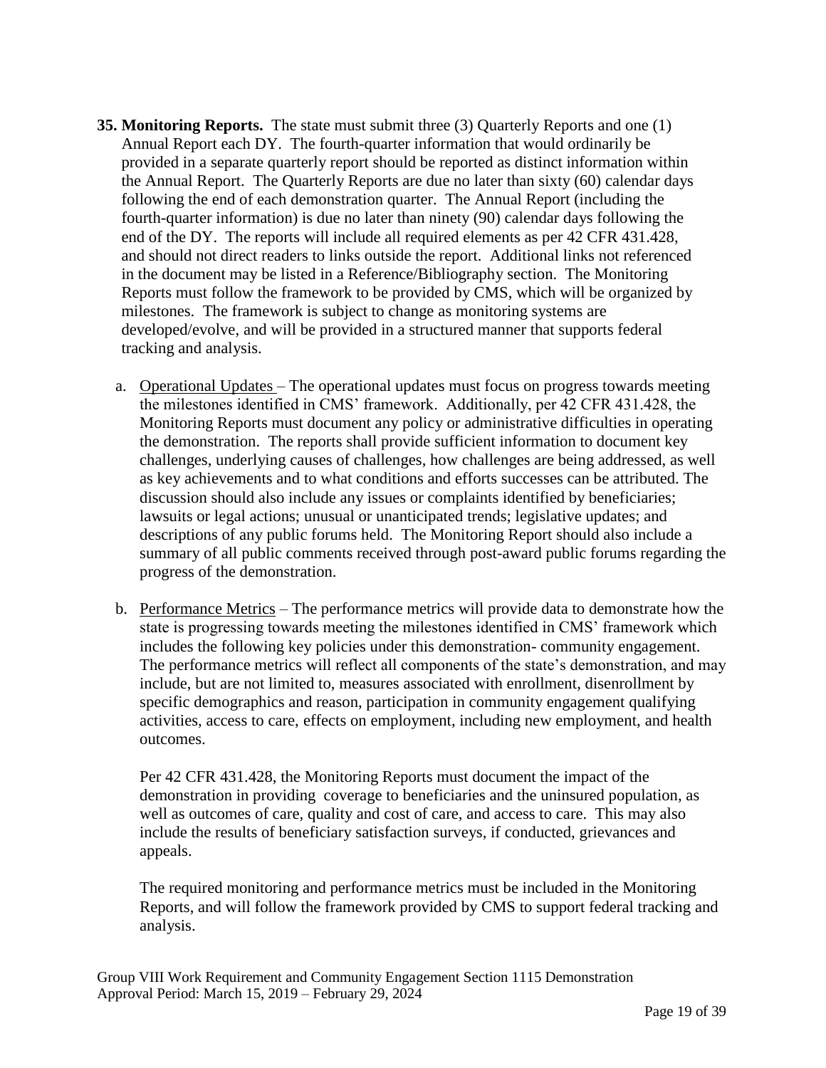**35. Monitoring Reports.** The state must submit three (3) Quarterly Reports and one (1) Annual Report each DY. The fourth-quarter information that would ordinarily be provided in a separate quarterly report should be reported as distinct information within the Annual Report. The Quarterly Reports are due no later than sixty (60) calendar days following the end of each demonstration quarter. The Annual Report (including the fourth-quarter information) is due no later than ninety (90) calendar days following the end of the DY. The reports will include all required elements as per 42 CFR 431.428, and should not direct readers to links outside the report. Additional links not referenced in the document may be listed in a Reference/Bibliography section. The Monitoring Reports must follow the framework to be provided by CMS, which will be organized by milestones. The framework is subject to change as monitoring systems are developed/evolve, and will be provided in a structured manner that supports federal tracking and analysis.

a. Operational Updates – The operational updates must focus on progress towards meeting the milestones identified in CMS' framework. Additionally, per 42 CFR 431.428, the Monitoring Reports must document any policy or administrative difficulties in operating the demonstration. The reports shall provide sufficient information to document key challenges, underlying causes of challenges, how challenges are being addressed, as well as key achievements and to what conditions and efforts successes can be attributed. The discussion should also include any issues or complaints identified by beneficiaries; lawsuits or legal actions; unusual or unanticipated trends; legislative updates; and descriptions of any public forums held. The Monitoring Report should also include a summary of all public comments received through post-award public forums regarding the progress of the demonstration.

b. Performance Metrics – The performance metrics will provide data to demonstrate how the state is progressing towards meeting the milestones identified in CMS' framework which includes the following key policies under this demonstration- community engagement. The performance metrics will reflect all components of the state's demonstration, and may include, but are not limited to, measures associated with enrollment, disenrollment by specific demographics and reason, participation in community engagement qualifying activities, access to care, effects on employment, including new employment, and health outcomes.

   Per 42 CFR 431.428, the Monitoring Reports must document the impact of the demonstration in providing coverage to beneficiaries and the uninsured population, as well as outcomes of care, quality and cost of care, and access to care. This may also include the results of beneficiary satisfaction surveys, if conducted, grievances and appeals.

   The required monitoring and performance metrics must be included in the Monitoring Reports, and will follow the framework provided by CMS to support federal tracking and analysis.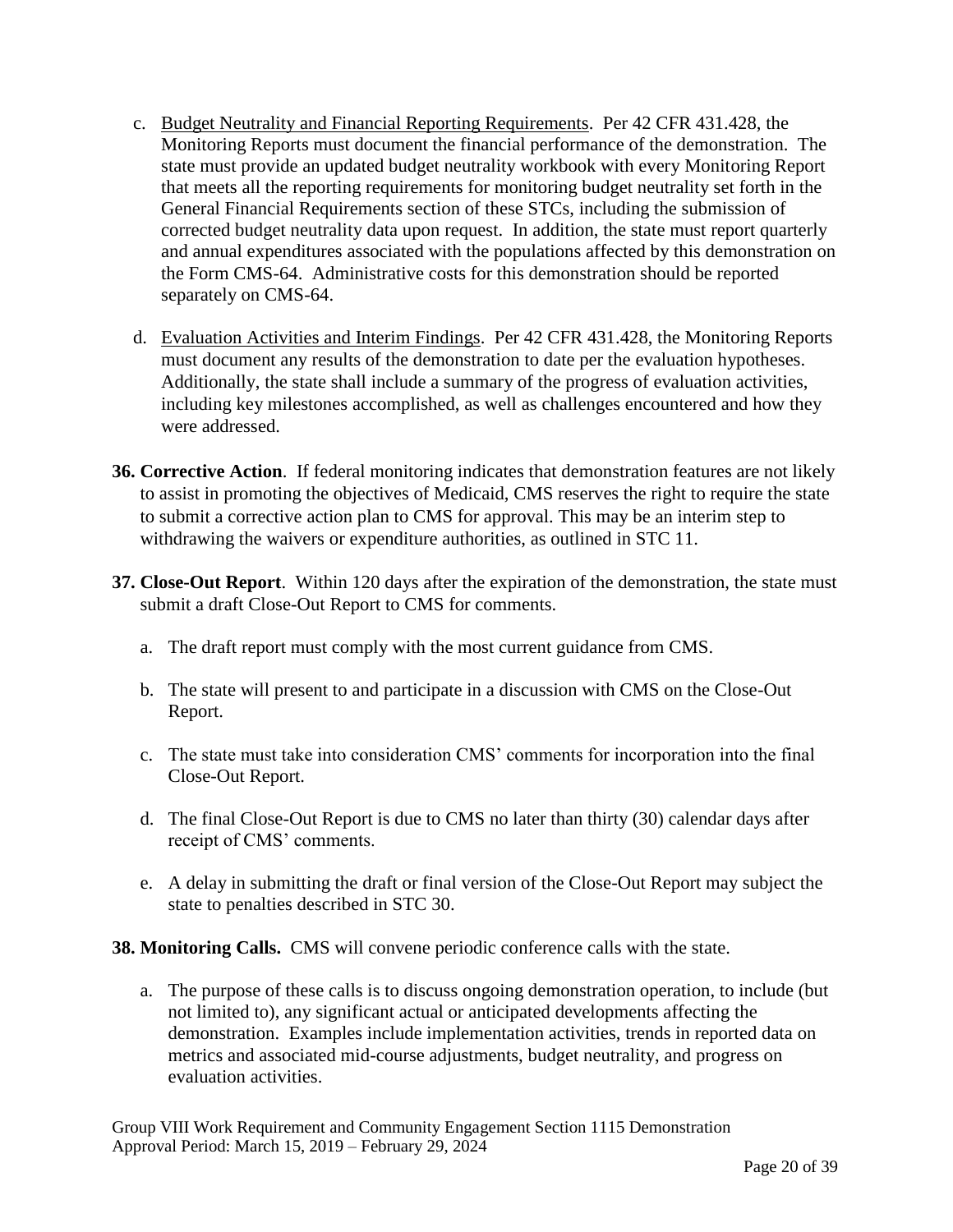c. Budget Neutrality and Financial Reporting Requirements. Per 42 CFR 431.428, the Monitoring Reports must document the financial performance of the demonstration. The state must provide an updated budget neutrality workbook with every Monitoring Report that meets all the reporting requirements for monitoring budget neutrality set forth in the General Financial Requirements section of these STCs, including the submission of corrected budget neutrality data upon request. In addition, the state must report quarterly and annual expenditures associated with the populations affected by this demonstration on the Form CMS-64. Administrative costs for this demonstration should be reported separately on CMS-64.

d. Evaluation Activities and Interim Findings. Per 42 CFR 431.428, the Monitoring Reports must document any results of the demonstration to date per the evaluation hypotheses. Additionally, the state shall include a summary of the progress of evaluation activities, including key milestones accomplished, as well as challenges encountered and how they were addressed.

**36. Corrective Action**. If federal monitoring indicates that demonstration features are not likely to assist in promoting the objectives of Medicaid, CMS reserves the right to require the state to submit a corrective action plan to CMS for approval. This may be an interim step to withdrawing the waivers or expenditure authorities, as outlined in STC 11.

**37. Close-Out Report**. Within 120 days after the expiration of the demonstration, the state must submit a draft Close-Out Report to CMS for comments.

a. The draft report must comply with the most current guidance from CMS.

b. The state will present to and participate in a discussion with CMS on the Close-Out Report.

c. The state must take into consideration CMS' comments for incorporation into the final Close-Out Report.

d. The final Close-Out Report is due to CMS no later than thirty (30) calendar days after receipt of CMS' comments.

e. A delay in submitting the draft or final version of the Close-Out Report may subject the state to penalties described in STC 30.

**38. Monitoring Calls.** CMS will convene periodic conference calls with the state.

a. The purpose of these calls is to discuss ongoing demonstration operation, to include (but not limited to), any significant actual or anticipated developments affecting the demonstration. Examples include implementation activities, trends in reported data on metrics and associated mid-course adjustments, budget neutrality, and progress on evaluation activities.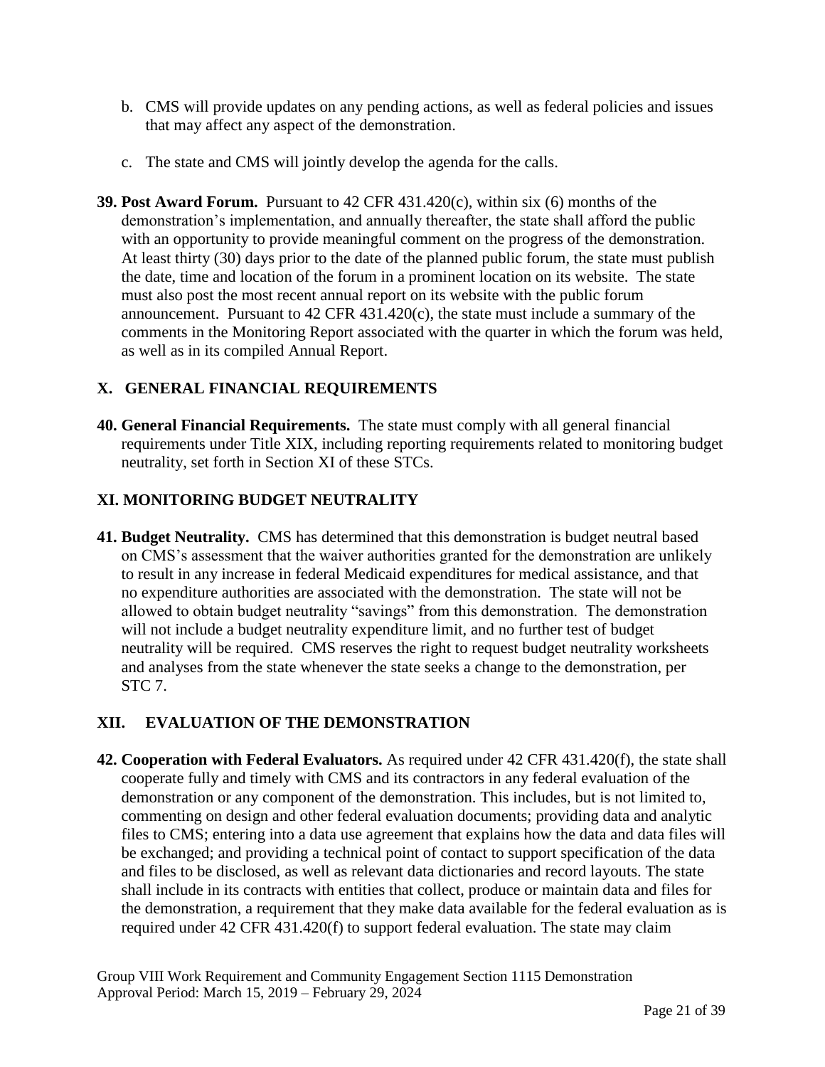b. CMS will provide updates on any pending actions, as well as federal policies and issues that may affect any aspect of the demonstration.

c. The state and CMS will jointly develop the agenda for the calls.

**39. Post Award Forum.** Pursuant to 42 CFR 431.420(c), within six (6) months of the demonstration's implementation, and annually thereafter, the state shall afford the public with an opportunity to provide meaningful comment on the progress of the demonstration. At least thirty (30) days prior to the date of the planned public forum, the state must publish the date, time and location of the forum in a prominent location on its website. The state must also post the most recent annual report on its website with the public forum announcement. Pursuant to 42 CFR 431.420(c), the state must include a summary of the comments in the Monitoring Report associated with the quarter in which the forum was held, as well as in its compiled Annual Report.

## X. GENERAL FINANCIAL REQUIREMENTS

**40. General Financial Requirements.** The state must comply with all general financial requirements under Title XIX, including reporting requirements related to monitoring budget neutrality, set forth in Section XI of these STCs.

## XI. MONITORING BUDGET NEUTRALITY

**41. Budget Neutrality.** CMS has determined that this demonstration is budget neutral based on CMS's assessment that the waiver authorities granted for the demonstration are unlikely to result in any increase in federal Medicaid expenditures for medical assistance, and that no expenditure authorities are associated with the demonstration. The state will not be allowed to obtain budget neutrality "savings" from this demonstration. The demonstration will not include a budget neutrality expenditure limit, and no further test of budget neutrality will be required. CMS reserves the right to request budget neutrality worksheets and analyses from the state whenever the state seeks a change to the demonstration, per STC 7.

## XII. EVALUATION OF THE DEMONSTRATION

**42. Cooperation with Federal Evaluators.** As required under 42 CFR 431.420(f), the state shall cooperate fully and timely with CMS and its contractors in any federal evaluation of the demonstration or any component of the demonstration. This includes, but is not limited to, commenting on design and other federal evaluation documents; providing data and analytic files to CMS; entering into a data use agreement that explains how the data and data files will be exchanged; and providing a technical point of contact to support specification of the data and files to be disclosed, as well as relevant data dictionaries and record layouts. The state shall include in its contracts with entities that collect, produce or maintain data and files for the demonstration, a requirement that they make data available for the federal evaluation as is required under 42 CFR 431.420(f) to support federal evaluation. The state may claim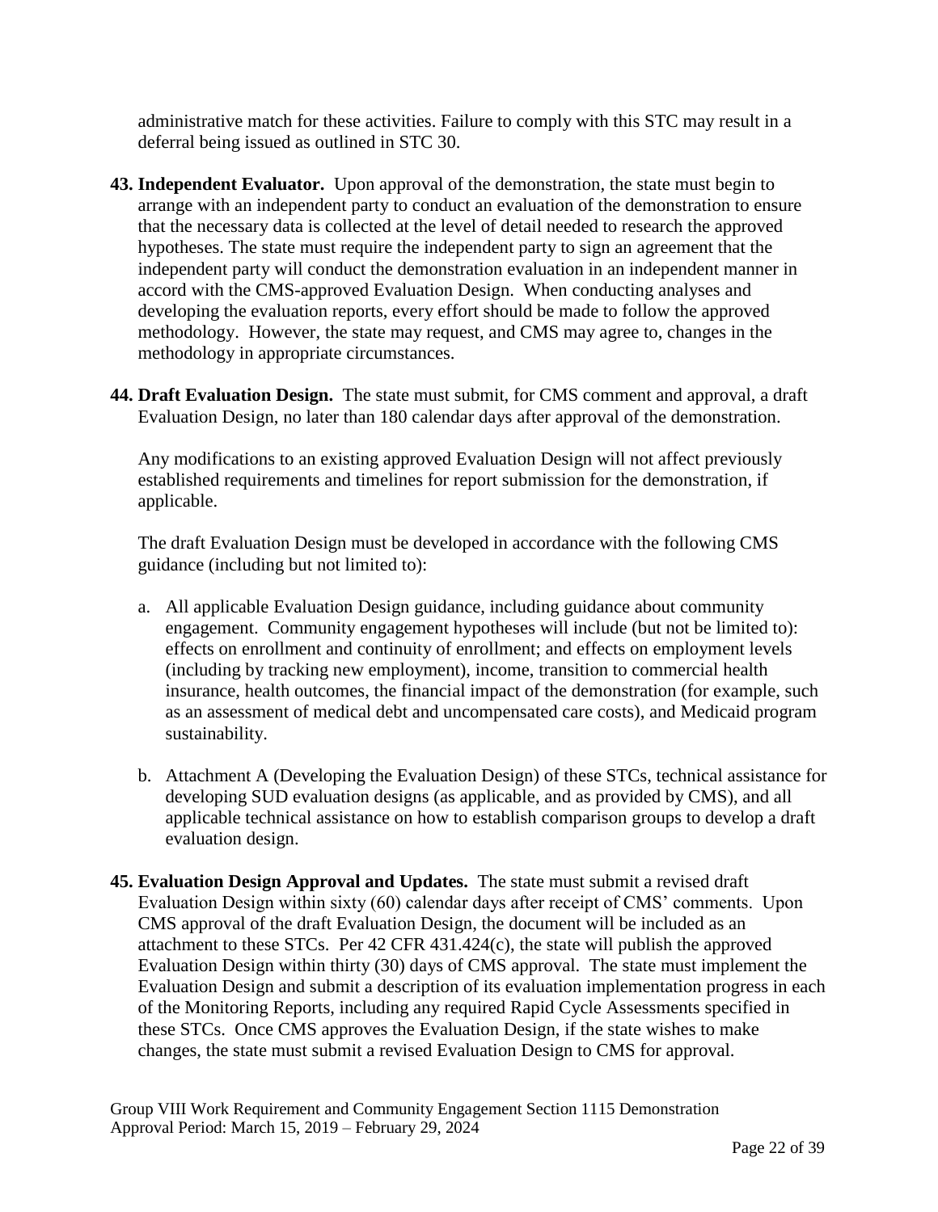administrative match for these activities. Failure to comply with this STC may result in a deferral being issued as outlined in STC 30.

**43. Independent Evaluator.** Upon approval of the demonstration, the state must begin to arrange with an independent party to conduct an evaluation of the demonstration to ensure that the necessary data is collected at the level of detail needed to research the approved hypotheses. The state must require the independent party to sign an agreement that the independent party will conduct the demonstration evaluation in an independent manner in accord with the CMS-approved Evaluation Design. When conducting analyses and developing the evaluation reports, every effort should be made to follow the approved methodology. However, the state may request, and CMS may agree to, changes in the methodology in appropriate circumstances.

**44. Draft Evaluation Design.** The state must submit, for CMS comment and approval, a draft Evaluation Design, no later than 180 calendar days after approval of the demonstration.

Any modifications to an existing approved Evaluation Design will not affect previously established requirements and timelines for report submission for the demonstration, if applicable.

The draft Evaluation Design must be developed in accordance with the following CMS guidance (including but not limited to):

a. All applicable Evaluation Design guidance, including guidance about community engagement. Community engagement hypotheses will include (but not be limited to): effects on enrollment and continuity of enrollment; and effects on employment levels (including by tracking new employment), income, transition to commercial health insurance, health outcomes, the financial impact of the demonstration (for example, such as an assessment of medical debt and uncompensated care costs), and Medicaid program sustainability.

b. Attachment A (Developing the Evaluation Design) of these STCs, technical assistance for developing SUD evaluation designs (as applicable, and as provided by CMS), and all applicable technical assistance on how to establish comparison groups to develop a draft evaluation design.

**45. Evaluation Design Approval and Updates.** The state must submit a revised draft Evaluation Design within sixty (60) calendar days after receipt of CMS' comments. Upon CMS approval of the draft Evaluation Design, the document will be included as an attachment to these STCs. Per 42 CFR 431.424(c), the state will publish the approved Evaluation Design within thirty (30) days of CMS approval. The state must implement the Evaluation Design and submit a description of its evaluation implementation progress in each of the Monitoring Reports, including any required Rapid Cycle Assessments specified in these STCs. Once CMS approves the Evaluation Design, if the state wishes to make changes, the state must submit a revised Evaluation Design to CMS for approval.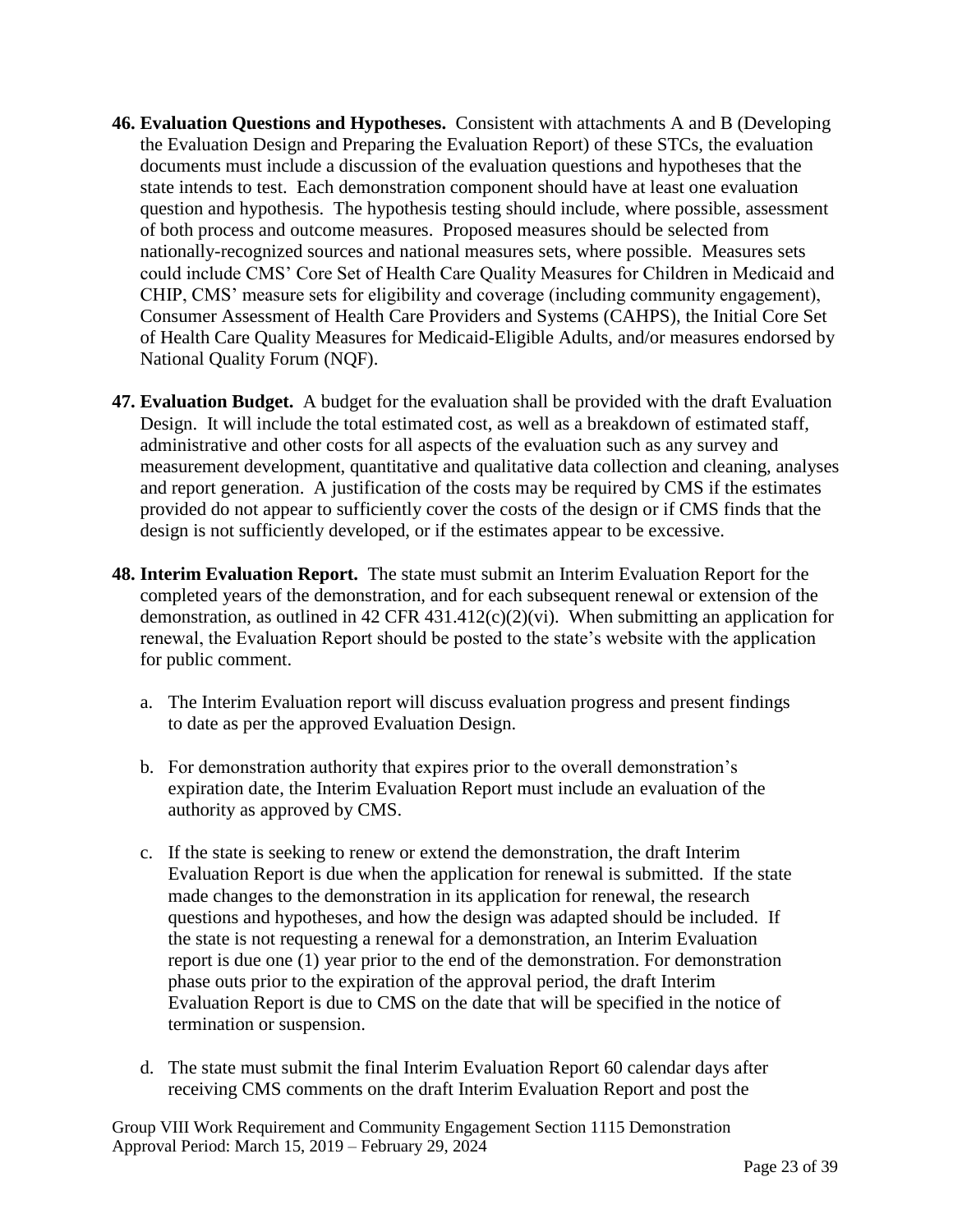**46. Evaluation Questions and Hypotheses.** Consistent with attachments A and B (Developing the Evaluation Design and Preparing the Evaluation Report) of these STCs, the evaluation documents must include a discussion of the evaluation questions and hypotheses that the state intends to test. Each demonstration component should have at least one evaluation question and hypothesis. The hypothesis testing should include, where possible, assessment of both process and outcome measures. Proposed measures should be selected from nationally-recognized sources and national measures sets, where possible. Measures sets could include CMS' Core Set of Health Care Quality Measures for Children in Medicaid and CHIP, CMS' measure sets for eligibility and coverage (including community engagement), Consumer Assessment of Health Care Providers and Systems (CAHPS), the Initial Core Set of Health Care Quality Measures for Medicaid-Eligible Adults, and/or measures endorsed by National Quality Forum (NQF).

**47. Evaluation Budget.** A budget for the evaluation shall be provided with the draft Evaluation Design. It will include the total estimated cost, as well as a breakdown of estimated staff, administrative and other costs for all aspects of the evaluation such as any survey and measurement development, quantitative and qualitative data collection and cleaning, analyses and report generation. A justification of the costs may be required by CMS if the estimates provided do not appear to sufficiently cover the costs of the design or if CMS finds that the design is not sufficiently developed, or if the estimates appear to be excessive.

**48. Interim Evaluation Report.** The state must submit an Interim Evaluation Report for the completed years of the demonstration, and for each subsequent renewal or extension of the demonstration, as outlined in 42 CFR 431.412(c)(2)(vi). When submitting an application for renewal, the Evaluation Report should be posted to the state's website with the application for public comment.

a. The Interim Evaluation report will discuss evaluation progress and present findings to date as per the approved Evaluation Design.

b. For demonstration authority that expires prior to the overall demonstration's expiration date, the Interim Evaluation Report must include an evaluation of the authority as approved by CMS.

c. If the state is seeking to renew or extend the demonstration, the draft Interim Evaluation Report is due when the application for renewal is submitted. If the state made changes to the demonstration in its application for renewal, the research questions and hypotheses, and how the design was adapted should be included. If the state is not requesting a renewal for a demonstration, an Interim Evaluation report is due one (1) year prior to the end of the demonstration. For demonstration phase outs prior to the expiration of the approval period, the draft Interim Evaluation Report is due to CMS on the date that will be specified in the notice of termination or suspension.

d. The state must submit the final Interim Evaluation Report 60 calendar days after receiving CMS comments on the draft Interim Evaluation Report and post the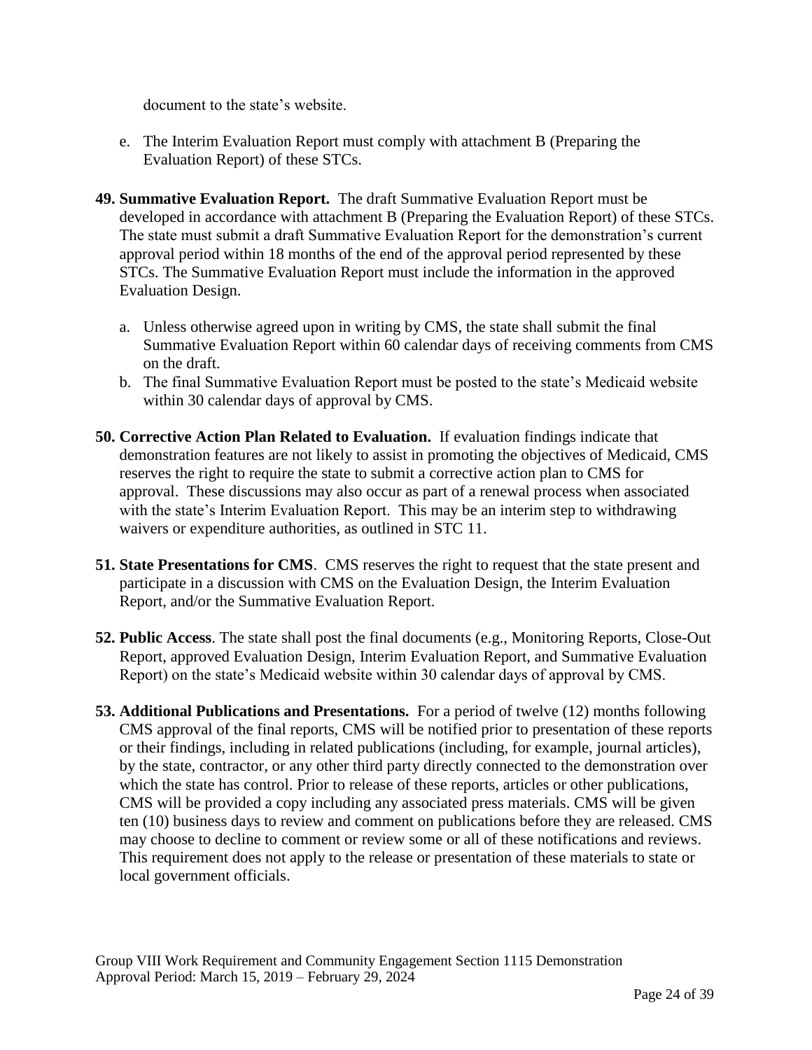document to the state's website.

e. The Interim Evaluation Report must comply with attachment B (Preparing the Evaluation Report) of these STCs.

**49. Summative Evaluation Report.** The draft Summative Evaluation Report must be developed in accordance with attachment B (Preparing the Evaluation Report) of these STCs. The state must submit a draft Summative Evaluation Report for the demonstration's current approval period within 18 months of the end of the approval period represented by these STCs. The Summative Evaluation Report must include the information in the approved Evaluation Design.

a. Unless otherwise agreed upon in writing by CMS, the state shall submit the final Summative Evaluation Report within 60 calendar days of receiving comments from CMS on the draft.
b. The final Summative Evaluation Report must be posted to the state's Medicaid website within 30 calendar days of approval by CMS.

**50. Corrective Action Plan Related to Evaluation.** If evaluation findings indicate that demonstration features are not likely to assist in promoting the objectives of Medicaid, CMS reserves the right to require the state to submit a corrective action plan to CMS for approval. These discussions may also occur as part of a renewal process when associated with the state's Interim Evaluation Report. This may be an interim step to withdrawing waivers or expenditure authorities, as outlined in STC 11.

**51. State Presentations for CMS**. CMS reserves the right to request that the state present and participate in a discussion with CMS on the Evaluation Design, the Interim Evaluation Report, and/or the Summative Evaluation Report.

**52. Public Access**. The state shall post the final documents (e.g., Monitoring Reports, Close-Out Report, approved Evaluation Design, Interim Evaluation Report, and Summative Evaluation Report) on the state's Medicaid website within 30 calendar days of approval by CMS.

**53. Additional Publications and Presentations.** For a period of twelve (12) months following CMS approval of the final reports, CMS will be notified prior to presentation of these reports or their findings, including in related publications (including, for example, journal articles), by the state, contractor, or any other third party directly connected to the demonstration over which the state has control. Prior to release of these reports, articles or other publications, CMS will be provided a copy including any associated press materials. CMS will be given ten (10) business days to review and comment on publications before they are released. CMS may choose to decline to comment or review some or all of these notifications and reviews. This requirement does not apply to the release or presentation of these materials to state or local government officials.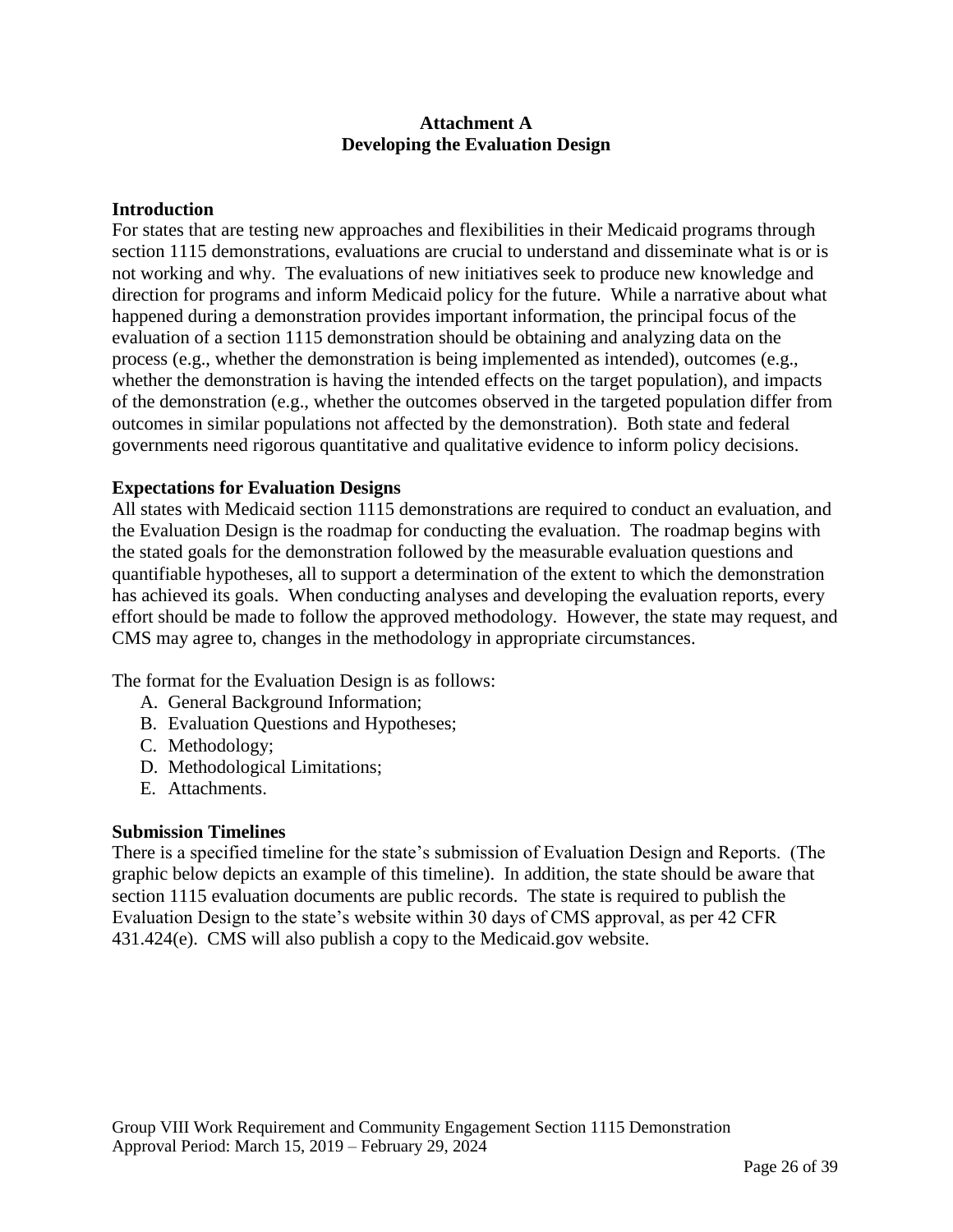# Attachment A
# Developing the Evaluation Design

## Introduction

For states that are testing new approaches and flexibilities in their Medicaid programs through section 1115 demonstrations, evaluations are crucial to understand and disseminate what is or is not working and why. The evaluations of new initiatives seek to produce new knowledge and direction for programs and inform Medicaid policy for the future. While a narrative about what happened during a demonstration provides important information, the principal focus of the evaluation of a section 1115 demonstration should be obtaining and analyzing data on the process (e.g., whether the demonstration is being implemented as intended), outcomes (e.g., whether the demonstration is having the intended effects on the target population), and impacts of the demonstration (e.g., whether the outcomes observed in the targeted population differ from outcomes in similar populations not affected by the demonstration). Both state and federal governments need rigorous quantitative and qualitative evidence to inform policy decisions.

## Expectations for Evaluation Designs

All states with Medicaid section 1115 demonstrations are required to conduct an evaluation, and the Evaluation Design is the roadmap for conducting the evaluation. The roadmap begins with the stated goals for the demonstration followed by the measurable evaluation questions and quantifiable hypotheses, all to support a determination of the extent to which the demonstration has achieved its goals. When conducting analyses and developing the evaluation reports, every effort should be made to follow the approved methodology. However, the state may request, and CMS may agree to, changes in the methodology in appropriate circumstances.

The format for the Evaluation Design is as follows:

A. General Background Information;
B. Evaluation Questions and Hypotheses;
C. Methodology;
D. Methodological Limitations;
E. Attachments.

## Submission Timelines

There is a specified timeline for the state's submission of Evaluation Design and Reports. (The graphic below depicts an example of this timeline). In addition, the state should be aware that section 1115 evaluation documents are public records. The state is required to publish the Evaluation Design to the state's website within 30 days of CMS approval, as per 42 CFR 431.424(e). CMS will also publish a copy to the Medicaid.gov website.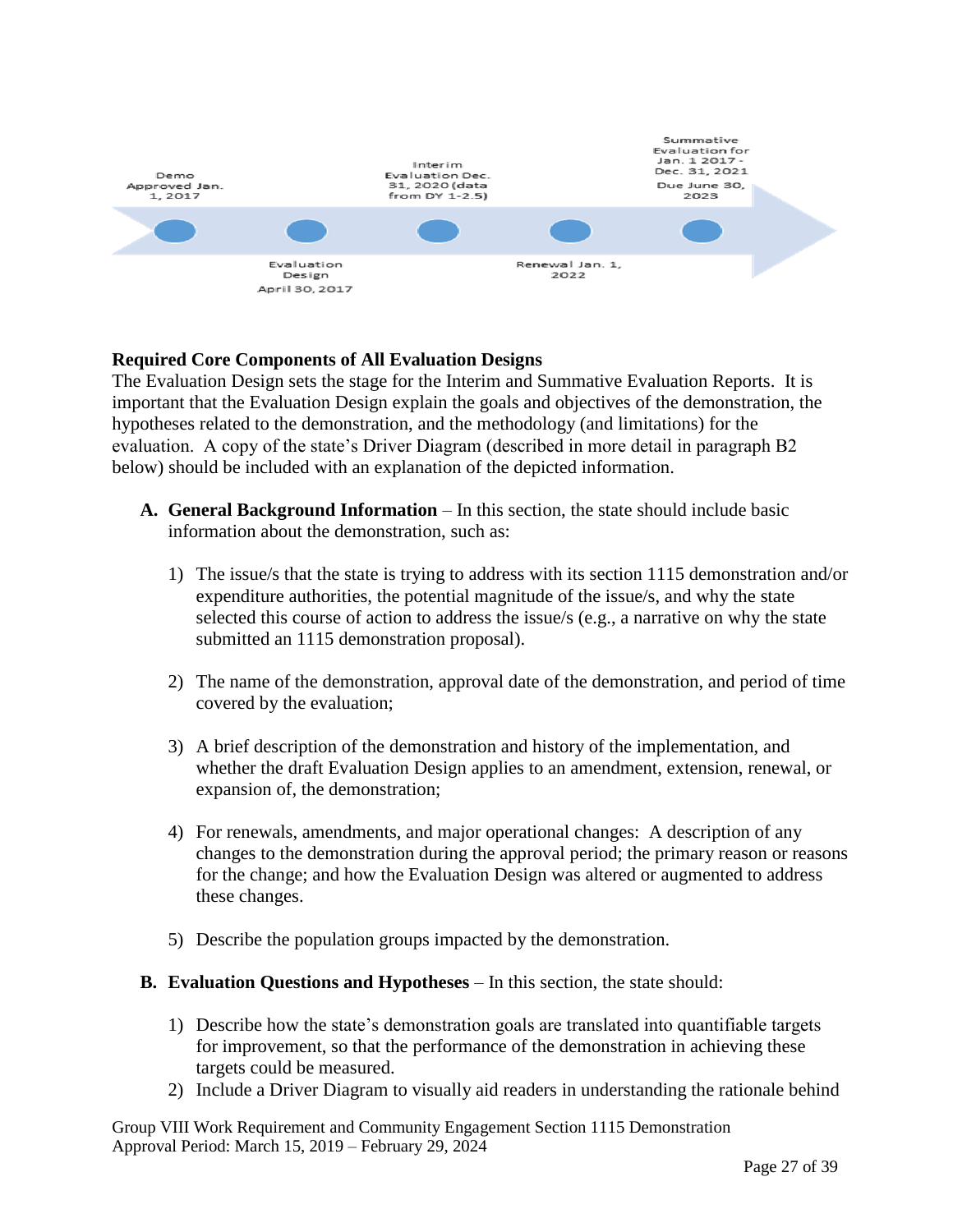Demo Approved Jan. 1, 2017

Evaluation Design April 30, 2017

Interim Evaluation Dec. 31, 2020 (data from DY 1-2.5)

Renewal Jan. 1, 2022

Summative Evaluation for Jan. 1 2017 - Dec. 31, 2021 Due June 30, 2023

**Required Core Components of All Evaluation Designs**

The Evaluation Design sets the stage for the Interim and Summative Evaluation Reports. It is important that the Evaluation Design explain the goals and objectives of the demonstration, the hypotheses related to the demonstration, and the methodology (and limitations) for the evaluation. A copy of the state's Driver Diagram (described in more detail in paragraph B2 below) should be included with an explanation of the depicted information.

**A. General Background Information** – In this section, the state should include basic information about the demonstration, such as:

1) The issue/s that the state is trying to address with its section 1115 demonstration and/or expenditure authorities, the potential magnitude of the issue/s, and why the state selected this course of action to address the issue/s (e.g., a narrative on why the state submitted an 1115 demonstration proposal).

2) The name of the demonstration, approval date of the demonstration, and period of time covered by the evaluation;

3) A brief description of the demonstration and history of the implementation, and whether the draft Evaluation Design applies to an amendment, extension, renewal, or expansion of, the demonstration;

4) For renewals, amendments, and major operational changes: A description of any changes to the demonstration during the approval period; the primary reason or reasons for the change; and how the Evaluation Design was altered or augmented to address these changes.

5) Describe the population groups impacted by the demonstration.

**B. Evaluation Questions and Hypotheses** – In this section, the state should:

1) Describe how the state's demonstration goals are translated into quantifiable targets for improvement, so that the performance of the demonstration in achieving these targets could be measured.
2) Include a Driver Diagram to visually aid readers in understanding the rationale behind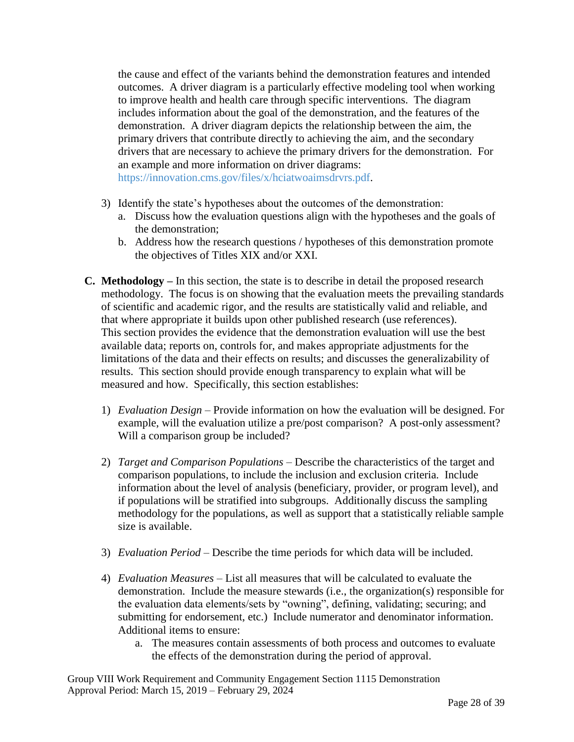the cause and effect of the variants behind the demonstration features and intended outcomes. A driver diagram is a particularly effective modeling tool when working to improve health and health care through specific interventions. The diagram includes information about the goal of the demonstration, and the features of the demonstration. A driver diagram depicts the relationship between the aim, the primary drivers that contribute directly to achieving the aim, and the secondary drivers that are necessary to achieve the primary drivers for the demonstration. For an example and more information on driver diagrams: https://innovation.cms.gov/files/x/hciatwoaimsdrvrs.pdf.

3) Identify the state's hypotheses about the outcomes of the demonstration:
   a. Discuss how the evaluation questions align with the hypotheses and the goals of the demonstration;
   b. Address how the research questions / hypotheses of this demonstration promote the objectives of Titles XIX and/or XXI.

**C. Methodology –** In this section, the state is to describe in detail the proposed research methodology. The focus is on showing that the evaluation meets the prevailing standards of scientific and academic rigor, and the results are statistically valid and reliable, and that where appropriate it builds upon other published research (use references). This section provides the evidence that the demonstration evaluation will use the best available data; reports on, controls for, and makes appropriate adjustments for the limitations of the data and their effects on results; and discusses the generalizability of results. This section should provide enough transparency to explain what will be measured and how. Specifically, this section establishes:

1) *Evaluation Design* – Provide information on how the evaluation will be designed. For example, will the evaluation utilize a pre/post comparison? A post-only assessment? Will a comparison group be included?

2) *Target and Comparison Populations* – Describe the characteristics of the target and comparison populations, to include the inclusion and exclusion criteria. Include information about the level of analysis (beneficiary, provider, or program level), and if populations will be stratified into subgroups. Additionally discuss the sampling methodology for the populations, as well as support that a statistically reliable sample size is available.

3) *Evaluation Period* – Describe the time periods for which data will be included.

4) *Evaluation Measures* – List all measures that will be calculated to evaluate the demonstration. Include the measure stewards (i.e., the organization(s) responsible for the evaluation data elements/sets by "owning", defining, validating; securing; and submitting for endorsement, etc.) Include numerator and denominator information. Additional items to ensure:
   a. The measures contain assessments of both process and outcomes to evaluate the effects of the demonstration during the period of approval.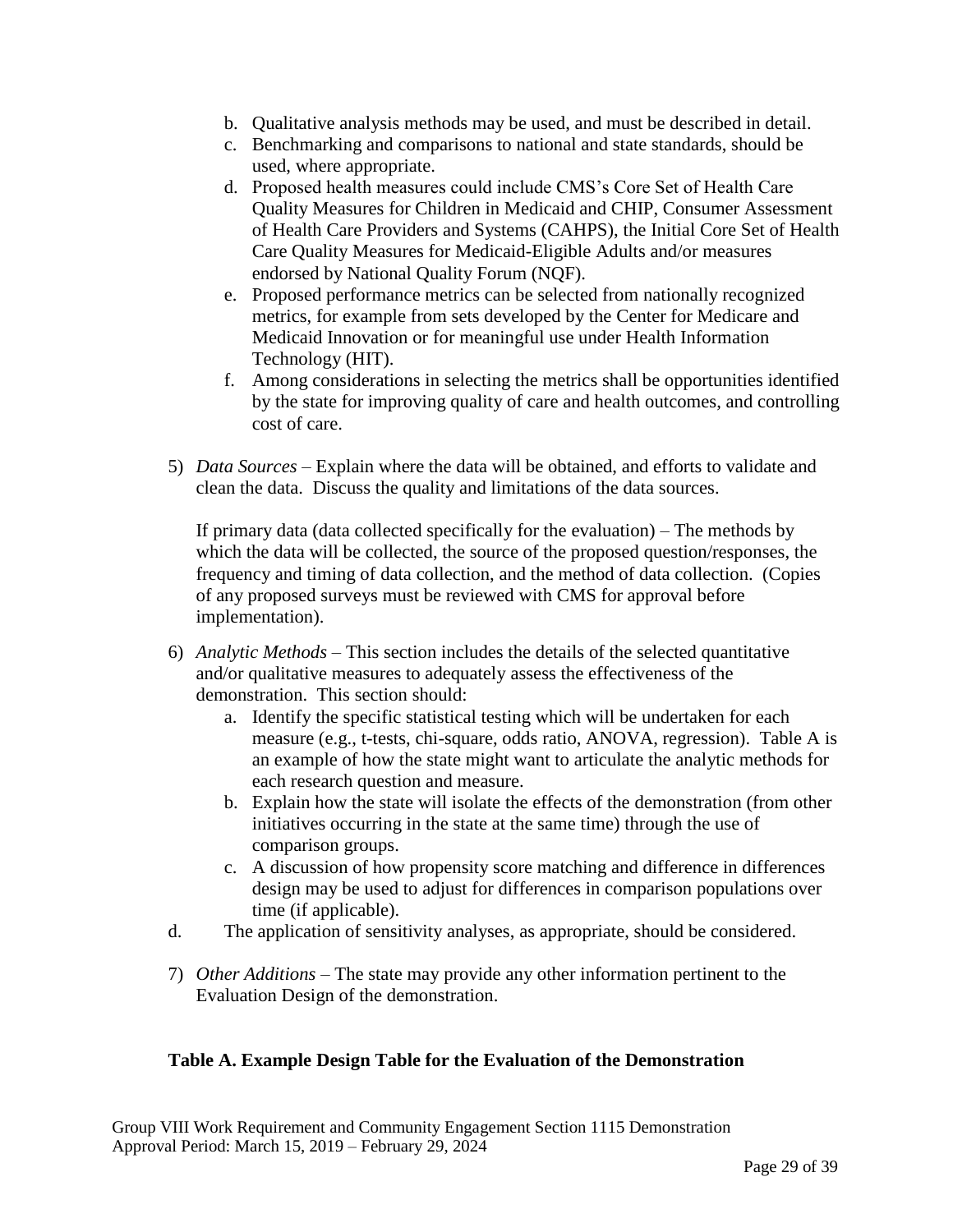b. Qualitative analysis methods may be used, and must be described in detail.
c. Benchmarking and comparisons to national and state standards, should be used, where appropriate.
d. Proposed health measures could include CMS's Core Set of Health Care Quality Measures for Children in Medicaid and CHIP, Consumer Assessment of Health Care Providers and Systems (CAHPS), the Initial Core Set of Health Care Quality Measures for Medicaid-Eligible Adults and/or measures endorsed by National Quality Forum (NQF).
e. Proposed performance metrics can be selected from nationally recognized metrics, for example from sets developed by the Center for Medicare and Medicaid Innovation or for meaningful use under Health Information Technology (HIT).
f. Among considerations in selecting the metrics shall be opportunities identified by the state for improving quality of care and health outcomes, and controlling cost of care.

5) *Data Sources* – Explain where the data will be obtained, and efforts to validate and clean the data. Discuss the quality and limitations of the data sources.

   If primary data (data collected specifically for the evaluation) – The methods by which the data will be collected, the source of the proposed question/responses, the frequency and timing of data collection, and the method of data collection. (Copies of any proposed surveys must be reviewed with CMS for approval before implementation).

6) *Analytic Methods* – This section includes the details of the selected quantitative and/or qualitative measures to adequately assess the effectiveness of the demonstration. This section should:
   a. Identify the specific statistical testing which will be undertaken for each measure (e.g., t-tests, chi-square, odds ratio, ANOVA, regression). Table A is an example of how the state might want to articulate the analytic methods for each research question and measure.
   b. Explain how the state will isolate the effects of the demonstration (from other initiatives occurring in the state at the same time) through the use of comparison groups.
   c. A discussion of how propensity score matching and difference in differences design may be used to adjust for differences in comparison populations over time (if applicable).
   d. The application of sensitivity analyses, as appropriate, should be considered.

7) *Other Additions* – The state may provide any other information pertinent to the Evaluation Design of the demonstration.

**Table A. Example Design Table for the Evaluation of the Demonstration**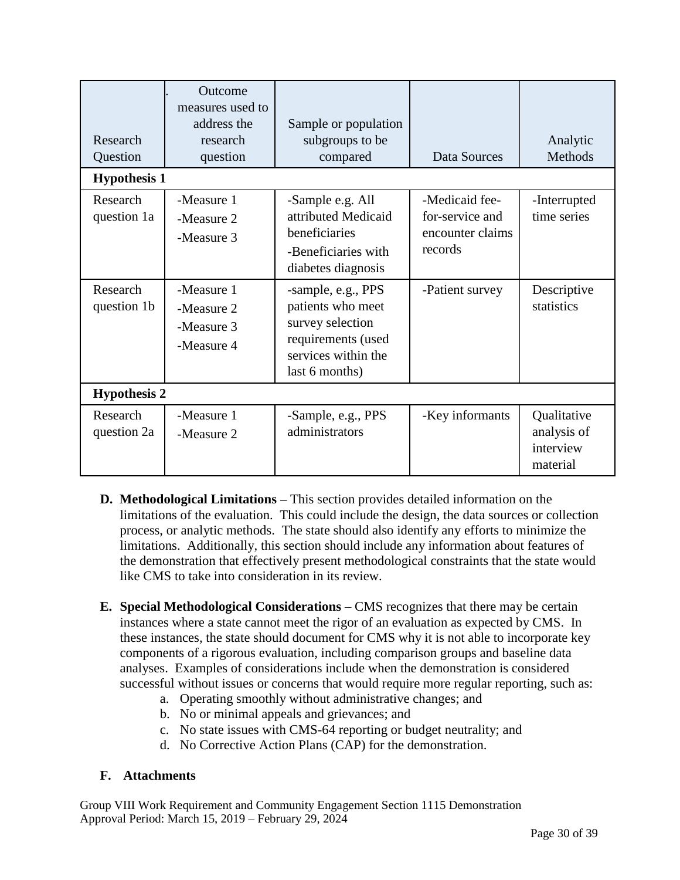| Research Question | . Outcome measures used to address the research question | Sample or population subgroups to be compared | Data Sources | Analytic Methods |
|---|---|---|---|---|
| **Hypothesis 1** | | | | |
| Research question 1a | -Measure 1<br>-Measure 2<br>-Measure 3 | -Sample e.g. All attributed Medicaid beneficiaries<br>-Beneficiaries with diabetes diagnosis | -Medicaid fee-for-service and encounter claims records | -Interrupted time series |
| Research question 1b | -Measure 1<br>-Measure 2<br>-Measure 3<br>-Measure 4 | -sample, e.g., PPS patients who meet survey selection requirements (used services within the last 6 months) | -Patient survey | Descriptive statistics |
| **Hypothesis 2** | | | | |
| Research question 2a | -Measure 1<br>-Measure 2 | -Sample, e.g., PPS administrators | -Key informants | Qualitative analysis of interview material |

**D. Methodological Limitations** – This section provides detailed information on the limitations of the evaluation. This could include the design, the data sources or collection process, or analytic methods. The state should also identify any efforts to minimize the limitations. Additionally, this section should include any information about features of the demonstration that effectively present methodological constraints that the state would like CMS to take into consideration in its review.

**E. Special Methodological Considerations** – CMS recognizes that there may be certain instances where a state cannot meet the rigor of an evaluation as expected by CMS. In these instances, the state should document for CMS why it is not able to incorporate key components of a rigorous evaluation, including comparison groups and baseline data analyses. Examples of considerations include when the demonstration is considered successful without issues or concerns that would require more regular reporting, such as:

a. Operating smoothly without administrative changes; and
b. No or minimal appeals and grievances; and
c. No state issues with CMS-64 reporting or budget neutrality; and
d. No Corrective Action Plans (CAP) for the demonstration.

**F. Attachments**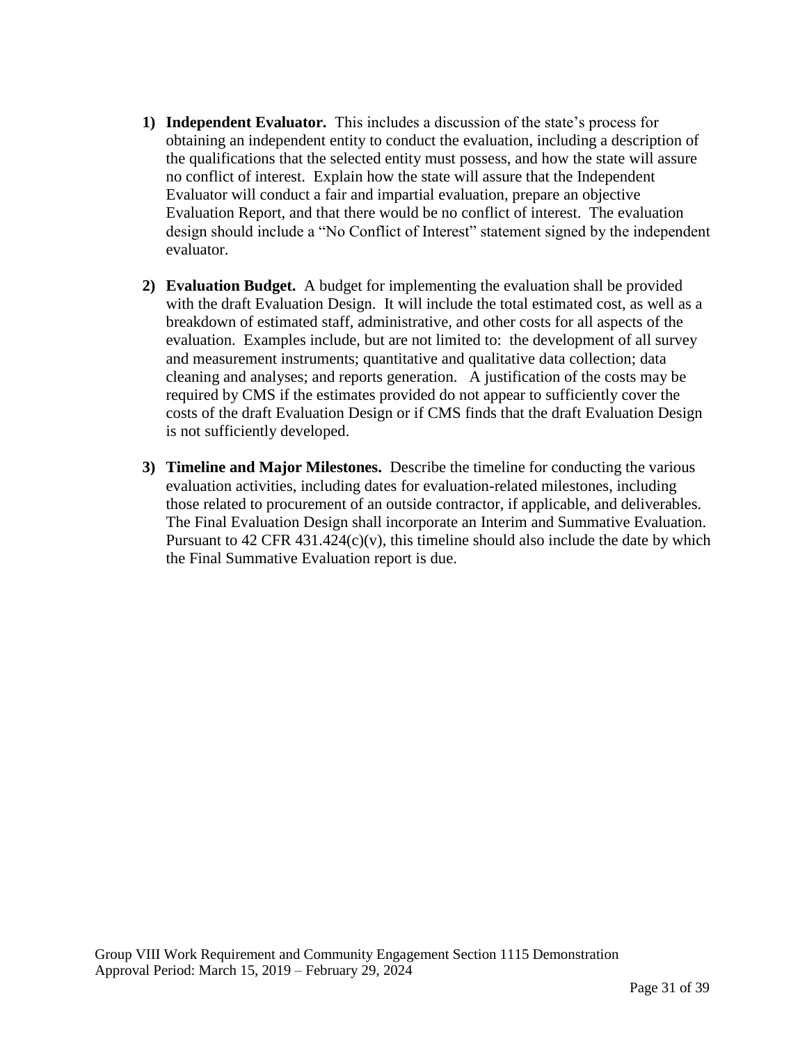1) **Independent Evaluator.** This includes a discussion of the state's process for obtaining an independent entity to conduct the evaluation, including a description of the qualifications that the selected entity must possess, and how the state will assure no conflict of interest. Explain how the state will assure that the Independent Evaluator will conduct a fair and impartial evaluation, prepare an objective Evaluation Report, and that there would be no conflict of interest. The evaluation design should include a "No Conflict of Interest" statement signed by the independent evaluator.

2) **Evaluation Budget.** A budget for implementing the evaluation shall be provided with the draft Evaluation Design. It will include the total estimated cost, as well as a breakdown of estimated staff, administrative, and other costs for all aspects of the evaluation. Examples include, but are not limited to: the development of all survey and measurement instruments; quantitative and qualitative data collection; data cleaning and analyses; and reports generation. A justification of the costs may be required by CMS if the estimates provided do not appear to sufficiently cover the costs of the draft Evaluation Design or if CMS finds that the draft Evaluation Design is not sufficiently developed.

3) **Timeline and Major Milestones.** Describe the timeline for conducting the various evaluation activities, including dates for evaluation-related milestones, including those related to procurement of an outside contractor, if applicable, and deliverables. The Final Evaluation Design shall incorporate an Interim and Summative Evaluation. Pursuant to 42 CFR 431.424(c)(v), this timeline should also include the date by which the Final Summative Evaluation report is due.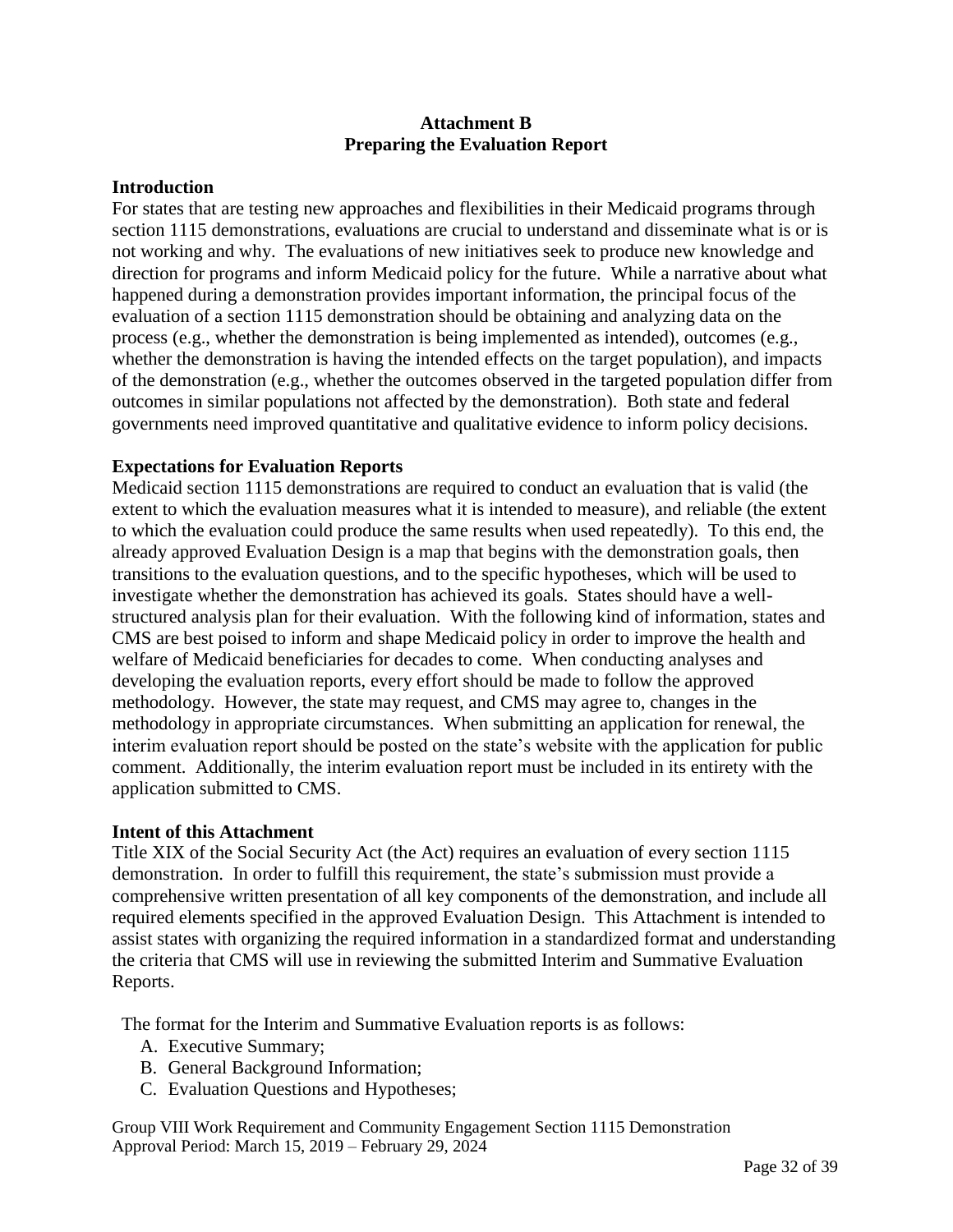# Attachment B
## Preparing the Evaluation Report

### Introduction

For states that are testing new approaches and flexibilities in their Medicaid programs through section 1115 demonstrations, evaluations are crucial to understand and disseminate what is or is not working and why. The evaluations of new initiatives seek to produce new knowledge and direction for programs and inform Medicaid policy for the future. While a narrative about what happened during a demonstration provides important information, the principal focus of the evaluation of a section 1115 demonstration should be obtaining and analyzing data on the process (e.g., whether the demonstration is being implemented as intended), outcomes (e.g., whether the demonstration is having the intended effects on the target population), and impacts of the demonstration (e.g., whether the outcomes observed in the targeted population differ from outcomes in similar populations not affected by the demonstration). Both state and federal governments need improved quantitative and qualitative evidence to inform policy decisions.

### Expectations for Evaluation Reports

Medicaid section 1115 demonstrations are required to conduct an evaluation that is valid (the extent to which the evaluation measures what it is intended to measure), and reliable (the extent to which the evaluation could produce the same results when used repeatedly). To this end, the already approved Evaluation Design is a map that begins with the demonstration goals, then transitions to the evaluation questions, and to the specific hypotheses, which will be used to investigate whether the demonstration has achieved its goals. States should have a well-structured analysis plan for their evaluation. With the following kind of information, states and CMS are best poised to inform and shape Medicaid policy in order to improve the health and welfare of Medicaid beneficiaries for decades to come. When conducting analyses and developing the evaluation reports, every effort should be made to follow the approved methodology. However, the state may request, and CMS may agree to, changes in the methodology in appropriate circumstances. When submitting an application for renewal, the interim evaluation report should be posted on the state's website with the application for public comment. Additionally, the interim evaluation report must be included in its entirety with the application submitted to CMS.

### Intent of this Attachment

Title XIX of the Social Security Act (the Act) requires an evaluation of every section 1115 demonstration. In order to fulfill this requirement, the state's submission must provide a comprehensive written presentation of all key components of the demonstration, and include all required elements specified in the approved Evaluation Design. This Attachment is intended to assist states with organizing the required information in a standardized format and understanding the criteria that CMS will use in reviewing the submitted Interim and Summative Evaluation Reports.

The format for the Interim and Summative Evaluation reports is as follows:

A. Executive Summary;
B. General Background Information;
C. Evaluation Questions and Hypotheses;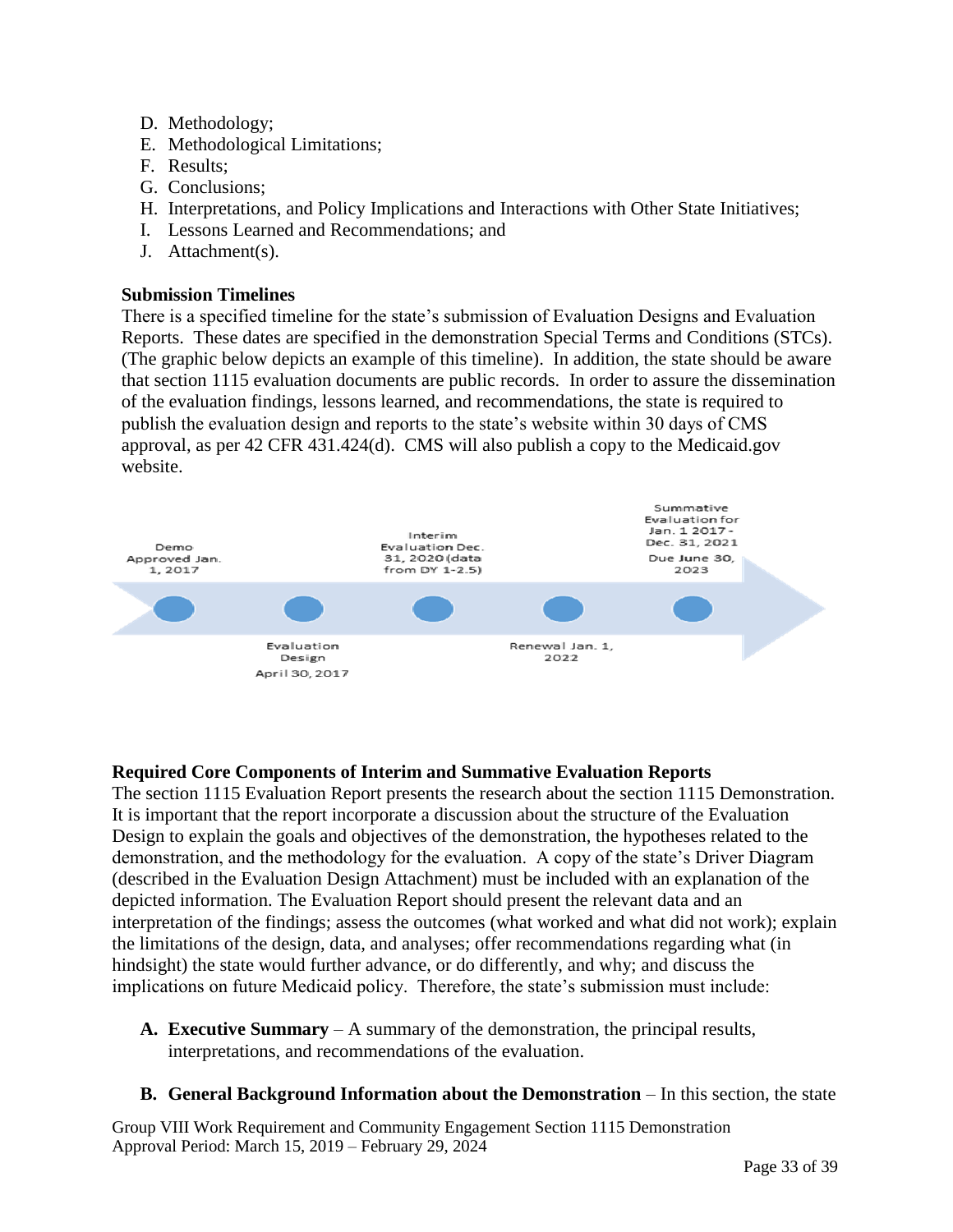D. Methodology;
E. Methodological Limitations;
F. Results;
G. Conclusions;
H. Interpretations, and Policy Implications and Interactions with Other State Initiatives;
I. Lessons Learned and Recommendations; and
J. Attachment(s).

**Submission Timelines**

There is a specified timeline for the state's submission of Evaluation Designs and Evaluation Reports. These dates are specified in the demonstration Special Terms and Conditions (STCs). (The graphic below depicts an example of this timeline). In addition, the state should be aware that section 1115 evaluation documents are public records. In order to assure the dissemination of the evaluation findings, lessons learned, and recommendations, the state is required to publish the evaluation design and reports to the state's website within 30 days of CMS approval, as per 42 CFR 431.424(d). CMS will also publish a copy to the Medicaid.gov website.

- Demo Approved Jan. 1, 2017
- Evaluation Design April 30, 2017
- Interim Evaluation Dec. 31, 2020 (data from DY 1-2.5)
- Renewal Jan. 1, 2022
- Summative Evaluation for Jan. 1 2017 - Dec. 31, 2021 Due June 30, 2023

**Required Core Components of Interim and Summative Evaluation Reports**

The section 1115 Evaluation Report presents the research about the section 1115 Demonstration. It is important that the report incorporate a discussion about the structure of the Evaluation Design to explain the goals and objectives of the demonstration, the hypotheses related to the demonstration, and the methodology for the evaluation. A copy of the state's Driver Diagram (described in the Evaluation Design Attachment) must be included with an explanation of the depicted information. The Evaluation Report should present the relevant data and an interpretation of the findings; assess the outcomes (what worked and what did not work); explain the limitations of the design, data, and analyses; offer recommendations regarding what (in hindsight) the state would further advance, or do differently, and why; and discuss the implications on future Medicaid policy. Therefore, the state's submission must include:

**A. Executive Summary** – A summary of the demonstration, the principal results, interpretations, and recommendations of the evaluation.

**B. General Background Information about the Demonstration** – In this section, the state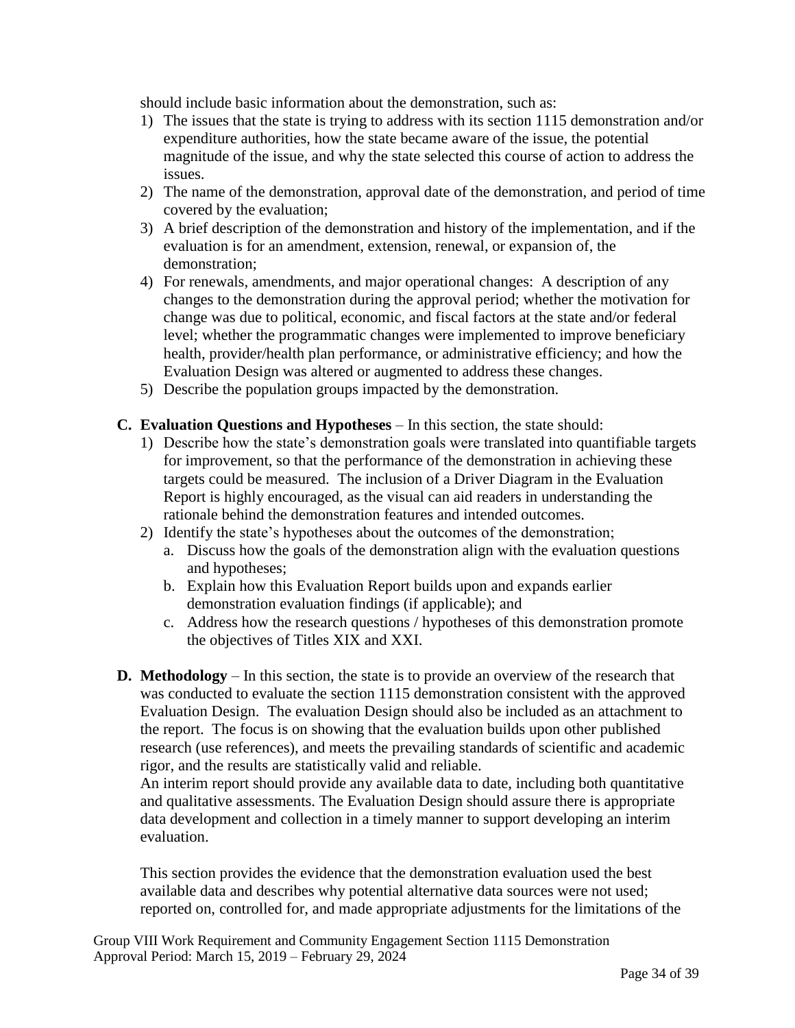should include basic information about the demonstration, such as:

1) The issues that the state is trying to address with its section 1115 demonstration and/or expenditure authorities, how the state became aware of the issue, the potential magnitude of the issue, and why the state selected this course of action to address the issues.
2) The name of the demonstration, approval date of the demonstration, and period of time covered by the evaluation;
3) A brief description of the demonstration and history of the implementation, and if the evaluation is for an amendment, extension, renewal, or expansion of, the demonstration;
4) For renewals, amendments, and major operational changes: A description of any changes to the demonstration during the approval period; whether the motivation for change was due to political, economic, and fiscal factors at the state and/or federal level; whether the programmatic changes were implemented to improve beneficiary health, provider/health plan performance, or administrative efficiency; and how the Evaluation Design was altered or augmented to address these changes.
5) Describe the population groups impacted by the demonstration.

**C. Evaluation Questions and Hypotheses** – In this section, the state should:

1) Describe how the state's demonstration goals were translated into quantifiable targets for improvement, so that the performance of the demonstration in achieving these targets could be measured. The inclusion of a Driver Diagram in the Evaluation Report is highly encouraged, as the visual can aid readers in understanding the rationale behind the demonstration features and intended outcomes.
2) Identify the state's hypotheses about the outcomes of the demonstration;
   a. Discuss how the goals of the demonstration align with the evaluation questions and hypotheses;
   b. Explain how this Evaluation Report builds upon and expands earlier demonstration evaluation findings (if applicable); and
   c. Address how the research questions / hypotheses of this demonstration promote the objectives of Titles XIX and XXI.

**D. Methodology** – In this section, the state is to provide an overview of the research that was conducted to evaluate the section 1115 demonstration consistent with the approved Evaluation Design. The evaluation Design should also be included as an attachment to the report. The focus is on showing that the evaluation builds upon other published research (use references), and meets the prevailing standards of scientific and academic rigor, and the results are statistically valid and reliable.
An interim report should provide any available data to date, including both quantitative and qualitative assessments. The Evaluation Design should assure there is appropriate data development and collection in a timely manner to support developing an interim evaluation.

This section provides the evidence that the demonstration evaluation used the best available data and describes why potential alternative data sources were not used; reported on, controlled for, and made appropriate adjustments for the limitations of the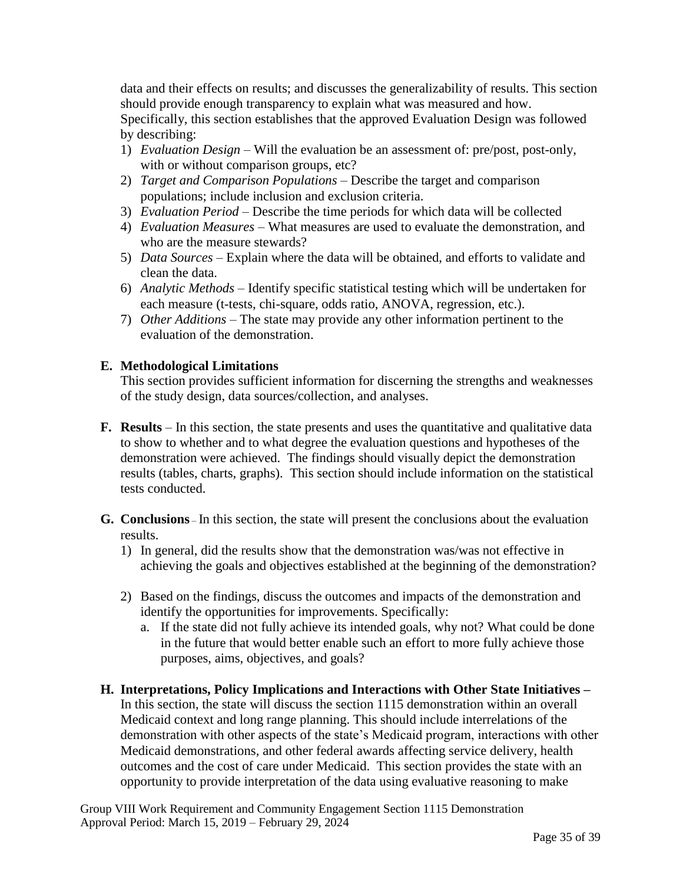data and their effects on results; and discusses the generalizability of results. This section should provide enough transparency to explain what was measured and how. Specifically, this section establishes that the approved Evaluation Design was followed by describing:

1) *Evaluation Design* – Will the evaluation be an assessment of: pre/post, post-only, with or without comparison groups, etc?
2) *Target and Comparison Populations* – Describe the target and comparison populations; include inclusion and exclusion criteria.
3) *Evaluation Period* – Describe the time periods for which data will be collected
4) *Evaluation Measures* – What measures are used to evaluate the demonstration, and who are the measure stewards?
5) *Data Sources* – Explain where the data will be obtained, and efforts to validate and clean the data.
6) *Analytic Methods* – Identify specific statistical testing which will be undertaken for each measure (t-tests, chi-square, odds ratio, ANOVA, regression, etc.).
7) *Other Additions* – The state may provide any other information pertinent to the evaluation of the demonstration.

**E. Methodological Limitations**

This section provides sufficient information for discerning the strengths and weaknesses of the study design, data sources/collection, and analyses.

**F. Results** – In this section, the state presents and uses the quantitative and qualitative data to show to whether and to what degree the evaluation questions and hypotheses of the demonstration were achieved. The findings should visually depict the demonstration results (tables, charts, graphs). This section should include information on the statistical tests conducted.

**G. Conclusions** – In this section, the state will present the conclusions about the evaluation results.

1) In general, did the results show that the demonstration was/was not effective in achieving the goals and objectives established at the beginning of the demonstration?
2) Based on the findings, discuss the outcomes and impacts of the demonstration and identify the opportunities for improvements. Specifically:
   a. If the state did not fully achieve its intended goals, why not? What could be done in the future that would better enable such an effort to more fully achieve those purposes, aims, objectives, and goals?

**H. Interpretations, Policy Implications and Interactions with Other State Initiatives –** In this section, the state will discuss the section 1115 demonstration within an overall Medicaid context and long range planning. This should include interrelations of the demonstration with other aspects of the state's Medicaid program, interactions with other Medicaid demonstrations, and other federal awards affecting service delivery, health outcomes and the cost of care under Medicaid. This section provides the state with an opportunity to provide interpretation of the data using evaluative reasoning to make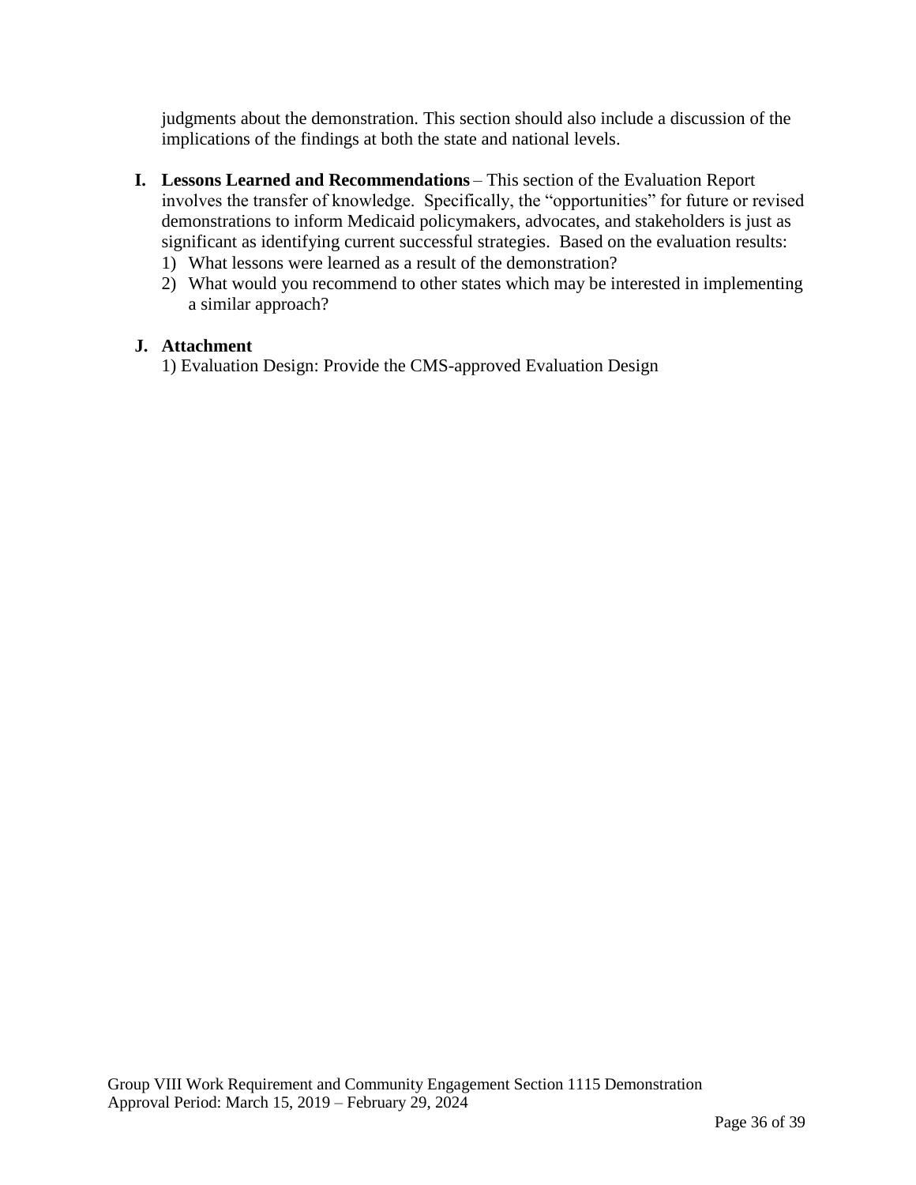judgments about the demonstration. This section should also include a discussion of the implications of the findings at both the state and national levels.

**I. Lessons Learned and Recommendations** – This section of the Evaluation Report involves the transfer of knowledge. Specifically, the "opportunities" for future or revised demonstrations to inform Medicaid policymakers, advocates, and stakeholders is just as significant as identifying current successful strategies. Based on the evaluation results:

1) What lessons were learned as a result of the demonstration?
2) What would you recommend to other states which may be interested in implementing a similar approach?

**J. Attachment**

1) Evaluation Design: Provide the CMS-approved Evaluation Design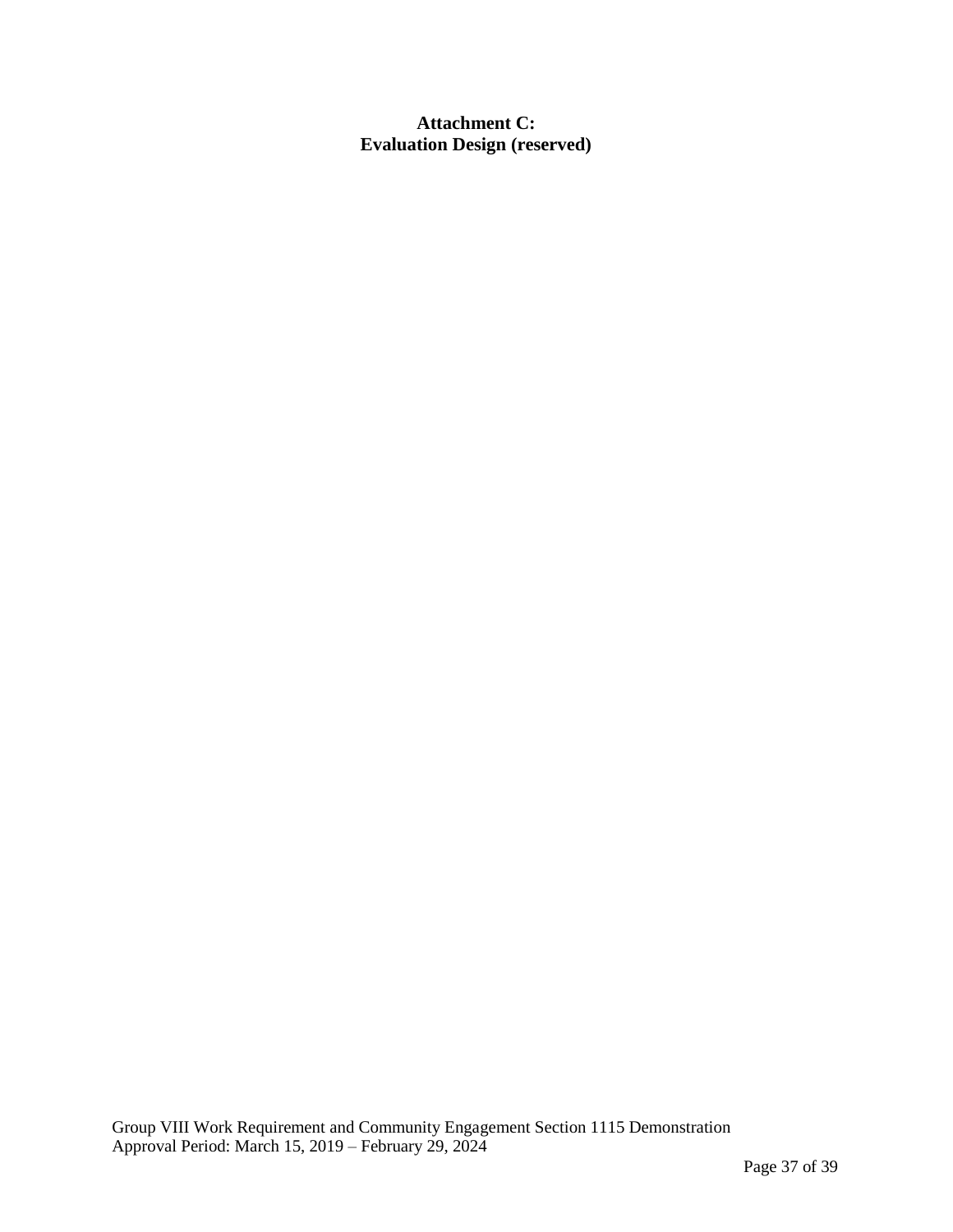**Attachment C:**
**Evaluation Design (reserved)**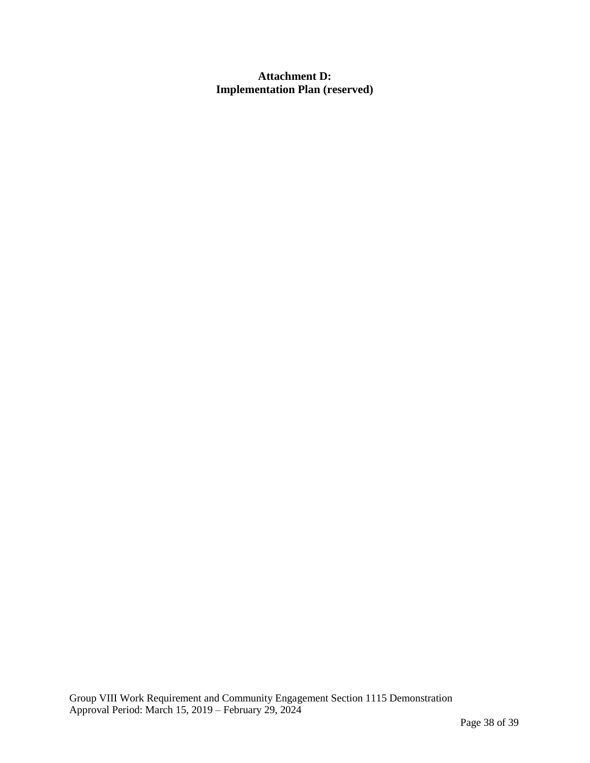**Attachment D:**
**Implementation Plan (reserved)**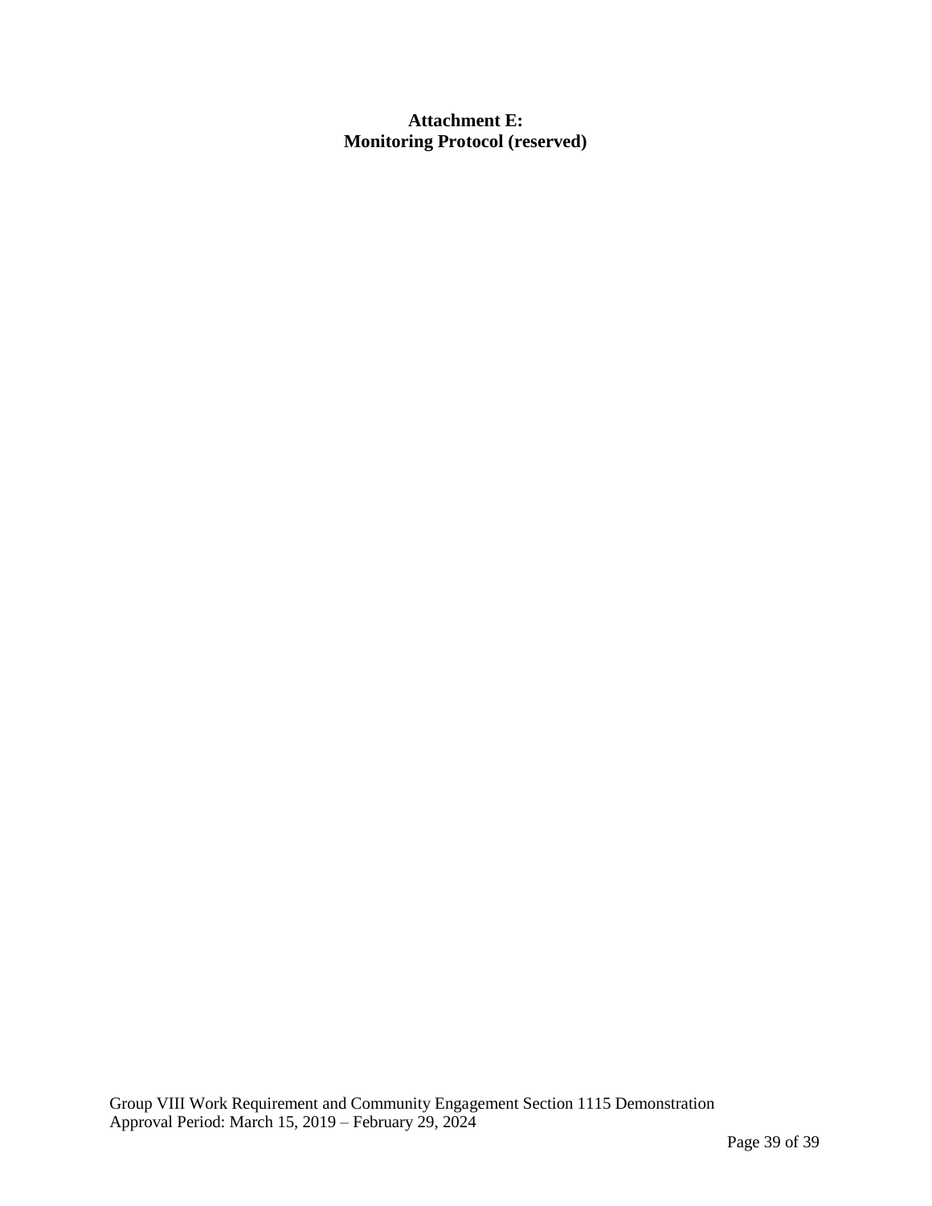**Attachment E:**
**Monitoring Protocol (reserved)**